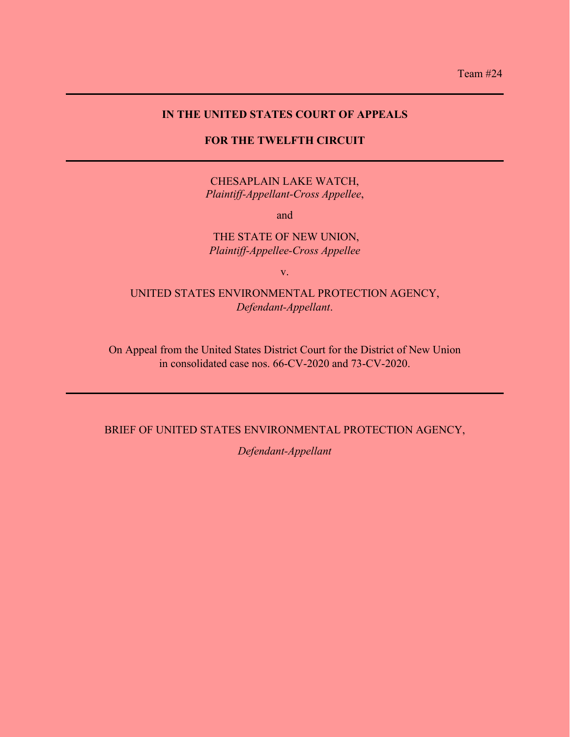Team #24

---

**IN THE UNITED STATES COURT OF APPEALS**

**FOR THE TWELFTH CIRCUIT**

---

CHESAPLAIN LAKE WATCH,
*Plaintiff-Appellant-Cross Appellee*,

and

THE STATE OF NEW UNION,
*Plaintiff-Appellee-Cross Appellee*

v.

UNITED STATES ENVIRONMENTAL PROTECTION AGENCY,
*Defendant-Appellant*.

On Appeal from the United States District Court for the District of New Union in consolidated case nos. 66-CV-2020 and 73-CV-2020.

---

BRIEF OF UNITED STATES ENVIRONMENTAL PROTECTION AGENCY,

*Defendant-Appellant*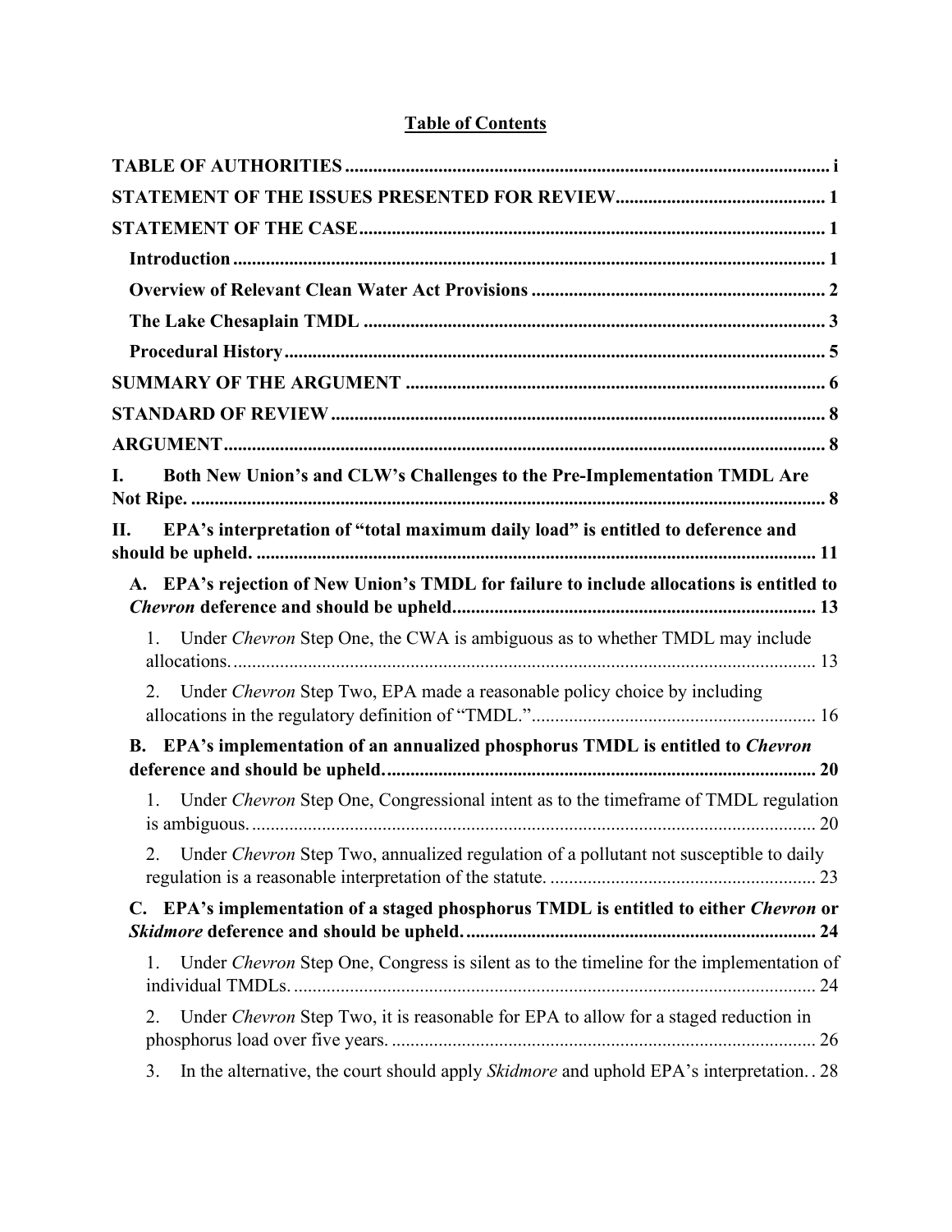# Table of Contents

**TABLE OF AUTHORITIES** ........ i

**STATEMENT OF THE ISSUES PRESENTED FOR REVIEW** ........ 1

**STATEMENT OF THE CASE** ........ 1

- **Introduction** ........ 1
- **Overview of Relevant Clean Water Act Provisions** ........ 2
- **The Lake Chesaplain TMDL** ........ 3
- **Procedural History** ........ 5

**SUMMARY OF THE ARGUMENT** ........ 6

**STANDARD OF REVIEW** ........ 8

**ARGUMENT** ........ 8

**I. Both New Union's and CLW's Challenges to the Pre-Implementation TMDL Are Not Ripe.** ........ 8

**II. EPA's interpretation of "total maximum daily load" is entitled to deference and should be upheld.** ........ 11

- **A. EPA's rejection of New Union's TMDL for failure to include allocations is entitled to *Chevron* deference and should be upheld** ........ 13
  1. Under *Chevron* Step One, the CWA is ambiguous as to whether TMDL may include allocations. ........ 13
  2. Under *Chevron* Step Two, EPA made a reasonable policy choice by including allocations in the regulatory definition of "TMDL." ........ 16
- **B. EPA's implementation of an annualized phosphorus TMDL is entitled to *Chevron* deference and should be upheld.** ........ 20
  1. Under *Chevron* Step One, Congressional intent as to the timeframe of TMDL regulation is ambiguous. ........ 20
  2. Under *Chevron* Step Two, annualized regulation of a pollutant not susceptible to daily regulation is a reasonable interpretation of the statute. ........ 23
- **C. EPA's implementation of a staged phosphorus TMDL is entitled to either *Chevron* or *Skidmore* deference and should be upheld.** ........ 24
  1. Under *Chevron* Step One, Congress is silent as to the timeline for the implementation of individual TMDLs. ........ 24
  2. Under *Chevron* Step Two, it is reasonable for EPA to allow for a staged reduction in phosphorus load over five years. ........ 26
  3. In the alternative, the court should apply *Skidmore* and uphold EPA's interpretation. ........ 28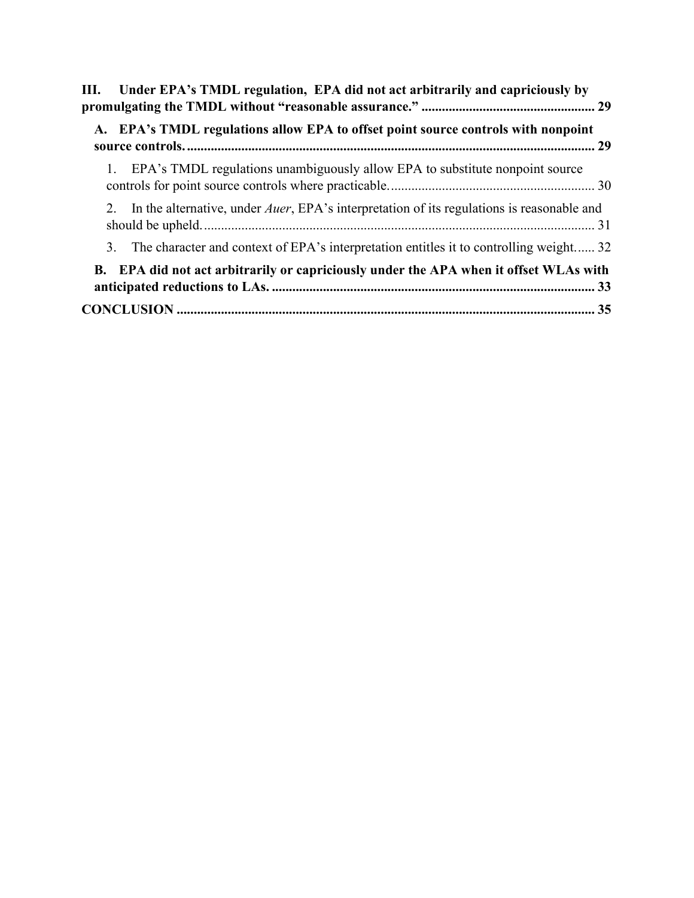**III. Under EPA's TMDL regulation, EPA did not act arbitrarily and capriciously by promulgating the TMDL without "reasonable assurance." .................................................. 29**

**A. EPA's TMDL regulations allow EPA to offset point source controls with nonpoint source controls. ........................................................................................................................ 29**

1. EPA's TMDL regulations unambiguously allow EPA to substitute nonpoint source controls for point source controls where practicable. ............................................................ 30

2. In the alternative, under *Auer*, EPA's interpretation of its regulations is reasonable and should be upheld. .................................................................................................................. 31

3. The character and context of EPA's interpretation entitles it to controlling weight...... 32

**B. EPA did not act arbitrarily or capriciously under the APA when it offset WLAs with anticipated reductions to LAs. ............................................................................................... 33**

**CONCLUSION ......................................................................................................................... 35**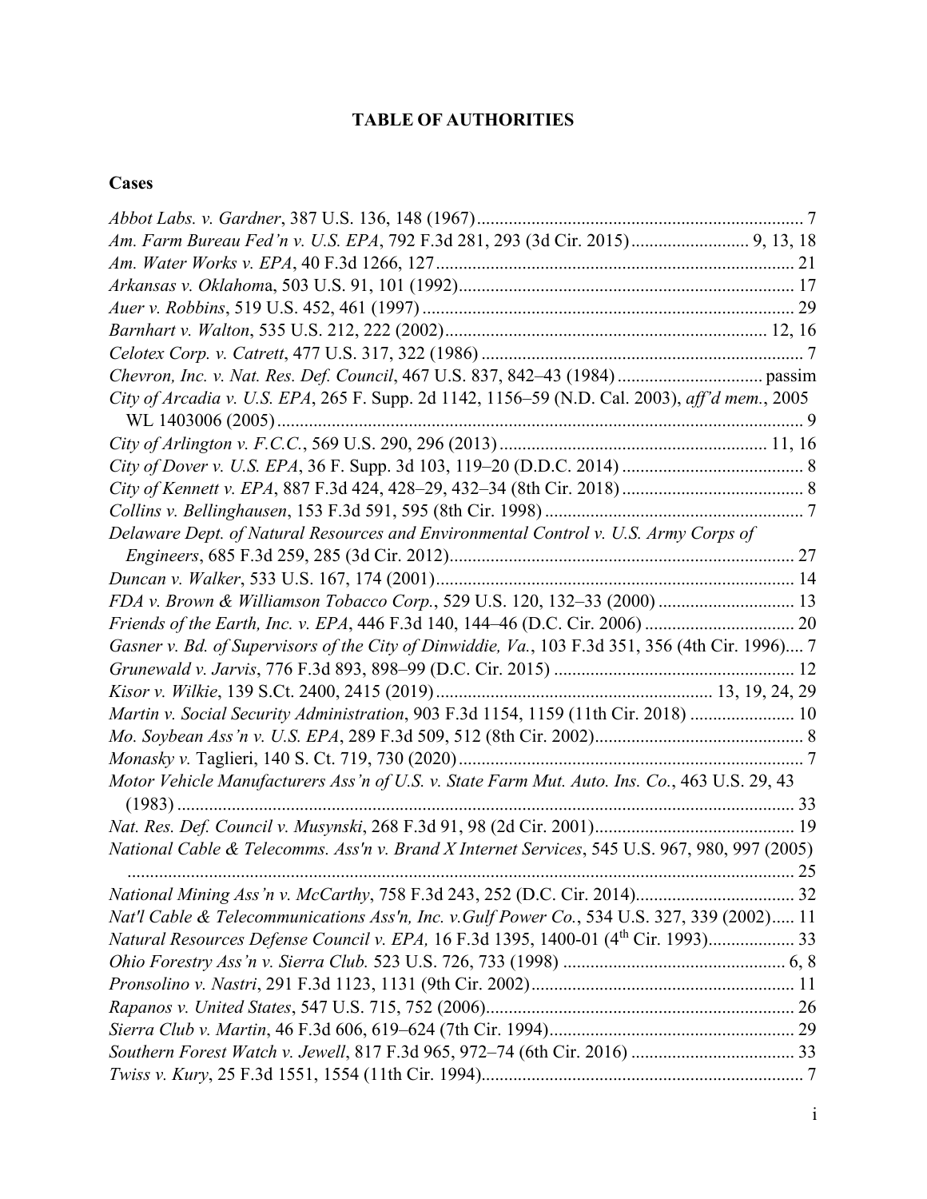# TABLE OF AUTHORITIES

## Cases

*Abbot Labs. v. Gardner*, 387 U.S. 136, 148 (1967) .......... 7

*Am. Farm Bureau Fed'n v. U.S. EPA*, 792 F.3d 281, 293 (3d Cir. 2015) .......... 9, 13, 18

*Am. Water Works v. EPA*, 40 F.3d 1266, 127 .......... 21

*Arkansas v. Oklahoma*, 503 U.S. 91, 101 (1992) .......... 17

*Auer v. Robbins*, 519 U.S. 452, 461 (1997) .......... 29

*Barnhart v. Walton*, 535 U.S. 212, 222 (2002) .......... 12, 16

*Celotex Corp. v. Catrett*, 477 U.S. 317, 322 (1986) .......... 7

*Chevron, Inc. v. Nat. Res. Def. Council*, 467 U.S. 837, 842–43 (1984) .......... passim

*City of Arcadia v. U.S. EPA*, 265 F. Supp. 2d 1142, 1156–59 (N.D. Cal. 2003), *aff'd mem.*, 2005 WL 1403006 (2005) .......... 9

*City of Arlington v. F.C.C.*, 569 U.S. 290, 296 (2013) .......... 11, 16

*City of Dover v. U.S. EPA*, 36 F. Supp. 3d 103, 119–20 (D.D.C. 2014) .......... 8

*City of Kennett v. EPA*, 887 F.3d 424, 428–29, 432–34 (8th Cir. 2018) .......... 8

*Collins v. Bellinghausen*, 153 F.3d 591, 595 (8th Cir. 1998) .......... 7

*Delaware Dept. of Natural Resources and Environmental Control v. U.S. Army Corps of Engineers*, 685 F.3d 259, 285 (3d Cir. 2012) .......... 27

*Duncan v. Walker*, 533 U.S. 167, 174 (2001) .......... 14

*FDA v. Brown & Williamson Tobacco Corp.*, 529 U.S. 120, 132–33 (2000) .......... 13

*Friends of the Earth, Inc. v. EPA*, 446 F.3d 140, 144–46 (D.C. Cir. 2006) .......... 20

*Gasner v. Bd. of Supervisors of the City of Dinwiddie, Va.*, 103 F.3d 351, 356 (4th Cir. 1996) .......... 7

*Grunewald v. Jarvis*, 776 F.3d 893, 898–99 (D.C. Cir. 2015) .......... 12

*Kisor v. Wilkie*, 139 S.Ct. 2400, 2415 (2019) .......... 13, 19, 24, 29

*Martin v. Social Security Administration*, 903 F.3d 1154, 1159 (11th Cir. 2018) .......... 10

*Mo. Soybean Ass'n v. U.S. EPA*, 289 F.3d 509, 512 (8th Cir. 2002) .......... 8

*Monasky v.* Taglieri, 140 S. Ct. 719, 730 (2020) .......... 7

*Motor Vehicle Manufacturers Ass'n of U.S. v. State Farm Mut. Auto. Ins. Co.*, 463 U.S. 29, 43 (1983) .......... 33

*Nat. Res. Def. Council v. Musynski*, 268 F.3d 91, 98 (2d Cir. 2001) .......... 19

*National Cable & Telecomms. Ass'n v. Brand X Internet Services*, 545 U.S. 967, 980, 997 (2005) .......... 25

*National Mining Ass'n v. McCarthy*, 758 F.3d 243, 252 (D.C. Cir. 2014) .......... 32

*Nat'l Cable & Telecommunications Ass'n, Inc. v.Gulf Power Co.*, 534 U.S. 327, 339 (2002) .......... 11

*Natural Resources Defense Council v. EPA,* 16 F.3d 1395, 1400-01 (4th Cir. 1993) .......... 33

*Ohio Forestry Ass'n v. Sierra Club.* 523 U.S. 726, 733 (1998) .......... 6, 8

*Pronsolino v. Nastri*, 291 F.3d 1123, 1131 (9th Cir. 2002) .......... 11

*Rapanos v. United States*, 547 U.S. 715, 752 (2006) .......... 26

*Sierra Club v. Martin*, 46 F.3d 606, 619–624 (7th Cir. 1994) .......... 29

*Southern Forest Watch v. Jewell*, 817 F.3d 965, 972–74 (6th Cir. 2016) .......... 33

*Twiss v. Kury*, 25 F.3d 1551, 1554 (11th Cir. 1994) .......... 7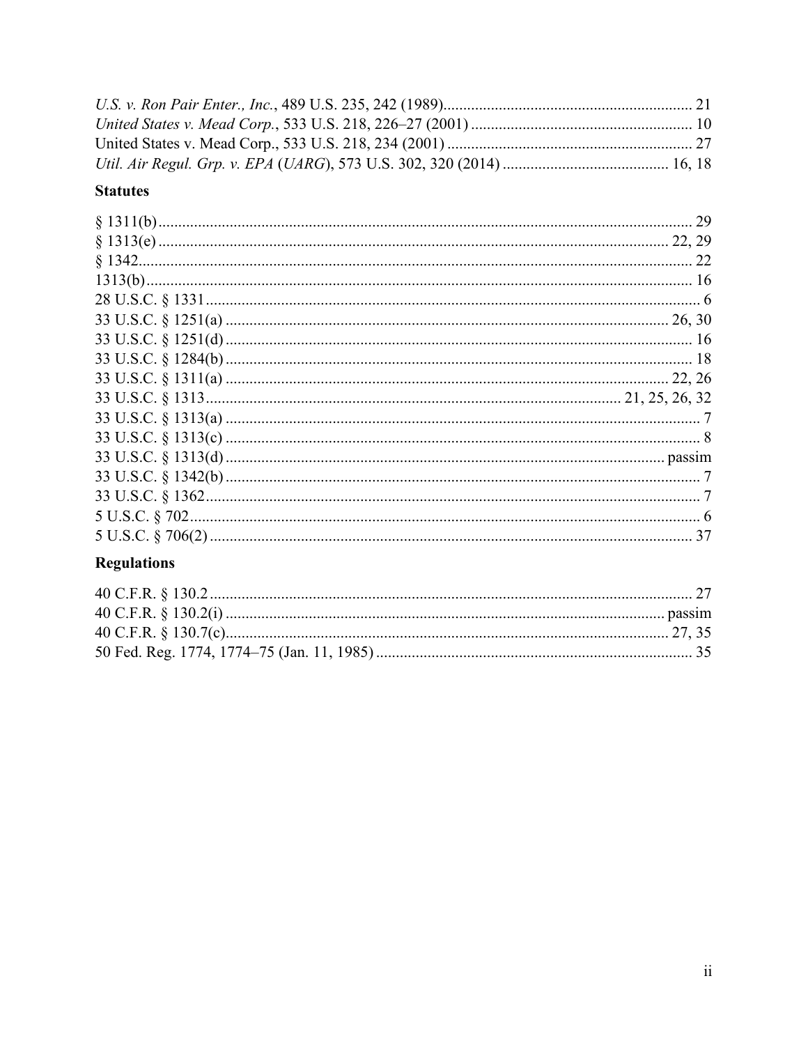*U.S. v. Ron Pair Enter., Inc.*, 489 U.S. 235, 242 (1989).............................................................. 21
*United States v. Mead Corp.*, 533 U.S. 218, 226–27 (2001) ....................................................... 10
United States v. Mead Corp., 533 U.S. 218, 234 (2001) ............................................................. 27
*Util. Air Regul. Grp. v. EPA* (*UARG*), 573 U.S. 302, 320 (2014) .......................................... 16, 18

### Statutes

§ 1311(b).................................................................................................................................... 29
§ 1313(e) ............................................................................................................................... 22, 29
§ 1342........................................................................................................................................ 22
1313(b)....................................................................................................................................... 16
28 U.S.C. § 1331 .......................................................................................................................... 6
33 U.S.C. § 1251(a) ............................................................................................................. 26, 30
33 U.S.C. § 1251(d) .................................................................................................................... 16
33 U.S.C. § 1284(b) .................................................................................................................... 18
33 U.S.C. § 1311(a) ............................................................................................................. 22, 26
33 U.S.C. § 1313 ....................................................................................................... 21, 25, 26, 32
33 U.S.C. § 1313(a) ...................................................................................................................... 7
33 U.S.C. § 1313(c) ...................................................................................................................... 8
33 U.S.C. § 1313(d) ............................................................................................................ passim
33 U.S.C. § 1342(b) ...................................................................................................................... 7
33 U.S.C. § 1362 ........................................................................................................................... 7
5 U.S.C. § 702............................................................................................................................... 6
5 U.S.C. § 706(2) ........................................................................................................................ 37

### Regulations

40 C.F.R. § 130.2 ....................................................................................................................... 27
40 C.F.R. § 130.2(i) ............................................................................................................ passim
40 C.F.R. § 130.7(c)............................................................................................................. 27, 35
50 Fed. Reg. 1774, 1774–75 (Jan. 11, 1985) ............................................................................... 35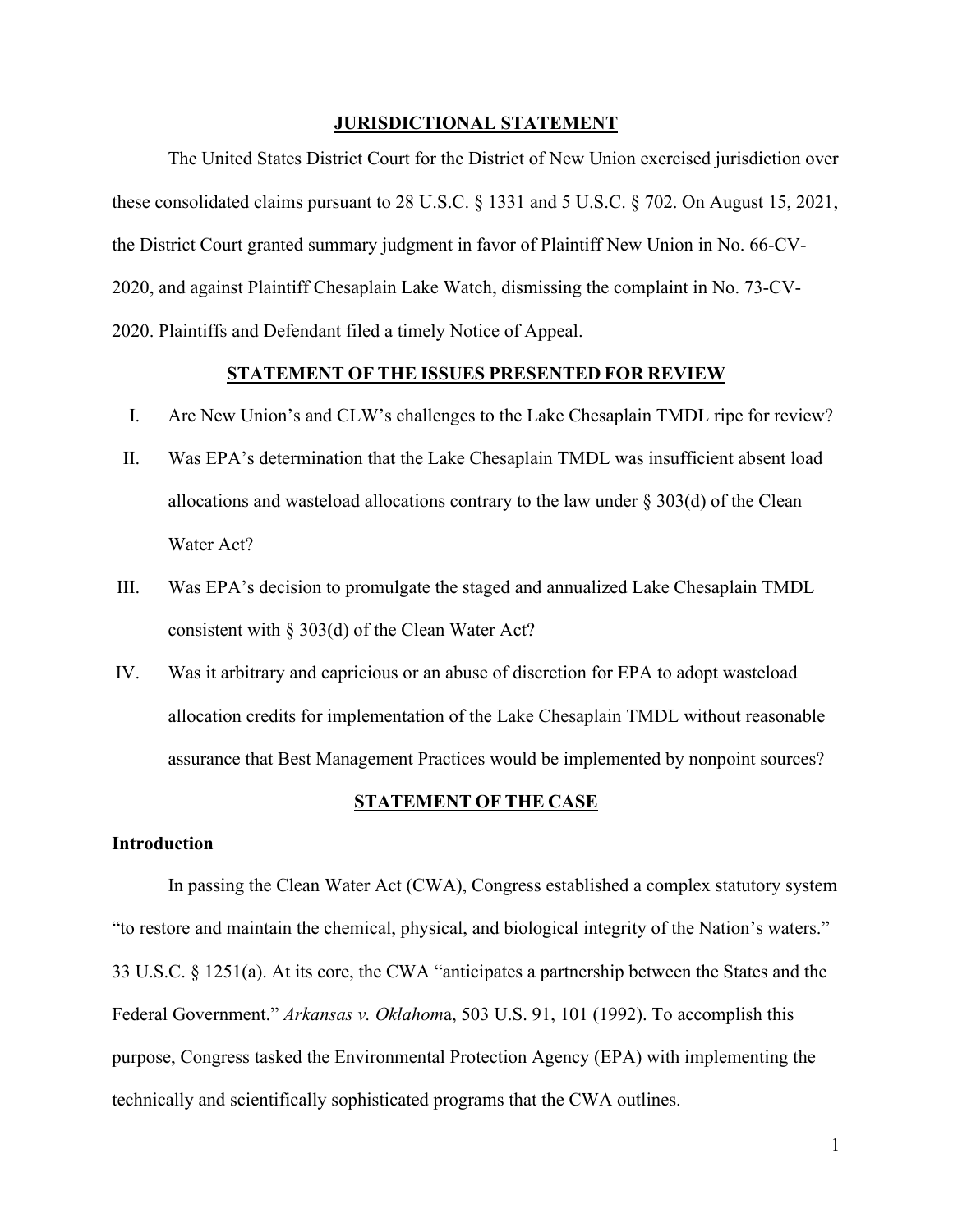## JURISDICTIONAL STATEMENT

The United States District Court for the District of New Union exercised jurisdiction over these consolidated claims pursuant to 28 U.S.C. § 1331 and 5 U.S.C. § 702. On August 15, 2021, the District Court granted summary judgment in favor of Plaintiff New Union in No. 66-CV-2020, and against Plaintiff Chesaplain Lake Watch, dismissing the complaint in No. 73-CV-2020. Plaintiffs and Defendant filed a timely Notice of Appeal.

## STATEMENT OF THE ISSUES PRESENTED FOR REVIEW

I. Are New Union's and CLW's challenges to the Lake Chesaplain TMDL ripe for review?

II. Was EPA's determination that the Lake Chesaplain TMDL was insufficient absent load allocations and wasteload allocations contrary to the law under § 303(d) of the Clean Water Act?

III. Was EPA's decision to promulgate the staged and annualized Lake Chesaplain TMDL consistent with § 303(d) of the Clean Water Act?

IV. Was it arbitrary and capricious or an abuse of discretion for EPA to adopt wasteload allocation credits for implementation of the Lake Chesaplain TMDL without reasonable assurance that Best Management Practices would be implemented by nonpoint sources?

## STATEMENT OF THE CASE

### Introduction

In passing the Clean Water Act (CWA), Congress established a complex statutory system "to restore and maintain the chemical, physical, and biological integrity of the Nation's waters." 33 U.S.C. § 1251(a). At its core, the CWA "anticipates a partnership between the States and the Federal Government." *Arkansas v. Oklahoma*, 503 U.S. 91, 101 (1992). To accomplish this purpose, Congress tasked the Environmental Protection Agency (EPA) with implementing the technically and scientifically sophisticated programs that the CWA outlines.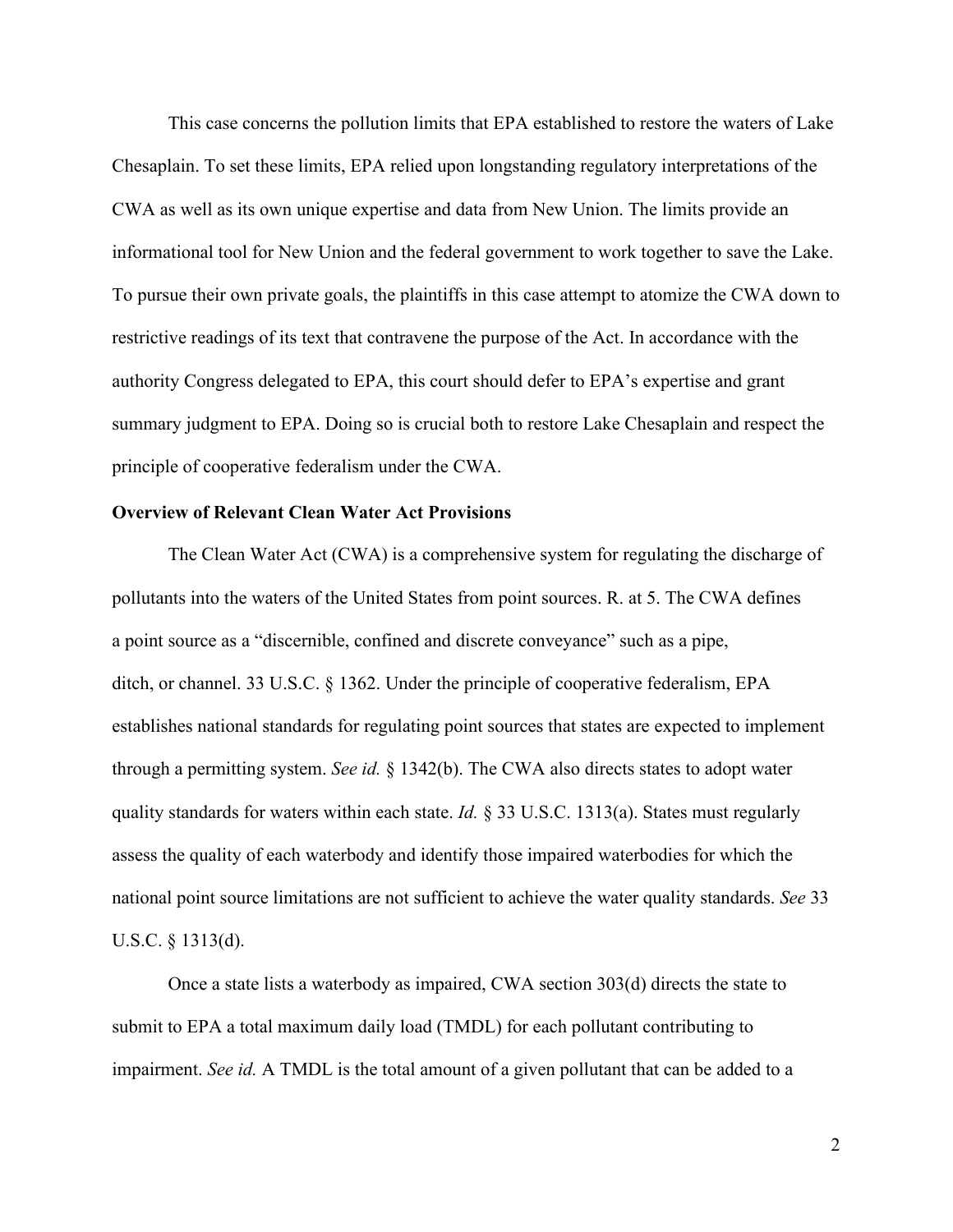This case concerns the pollution limits that EPA established to restore the waters of Lake Chesaplain. To set these limits, EPA relied upon longstanding regulatory interpretations of the CWA as well as its own unique expertise and data from New Union. The limits provide an informational tool for New Union and the federal government to work together to save the Lake. To pursue their own private goals, the plaintiffs in this case attempt to atomize the CWA down to restrictive readings of its text that contravene the purpose of the Act. In accordance with the authority Congress delegated to EPA, this court should defer to EPA's expertise and grant summary judgment to EPA. Doing so is crucial both to restore Lake Chesaplain and respect the principle of cooperative federalism under the CWA.

**Overview of Relevant Clean Water Act Provisions**

The Clean Water Act (CWA) is a comprehensive system for regulating the discharge of pollutants into the waters of the United States from point sources. R. at 5. The CWA defines a point source as a "discernible, confined and discrete conveyance" such as a pipe, ditch, or channel. 33 U.S.C. § 1362. Under the principle of cooperative federalism, EPA establishes national standards for regulating point sources that states are expected to implement through a permitting system. *See id.* § 1342(b). The CWA also directs states to adopt water quality standards for waters within each state. *Id.* § 33 U.S.C. 1313(a). States must regularly assess the quality of each waterbody and identify those impaired waterbodies for which the national point source limitations are not sufficient to achieve the water quality standards. *See* 33 U.S.C. § 1313(d).

Once a state lists a waterbody as impaired, CWA section 303(d) directs the state to submit to EPA a total maximum daily load (TMDL) for each pollutant contributing to impairment. *See id.* A TMDL is the total amount of a given pollutant that can be added to a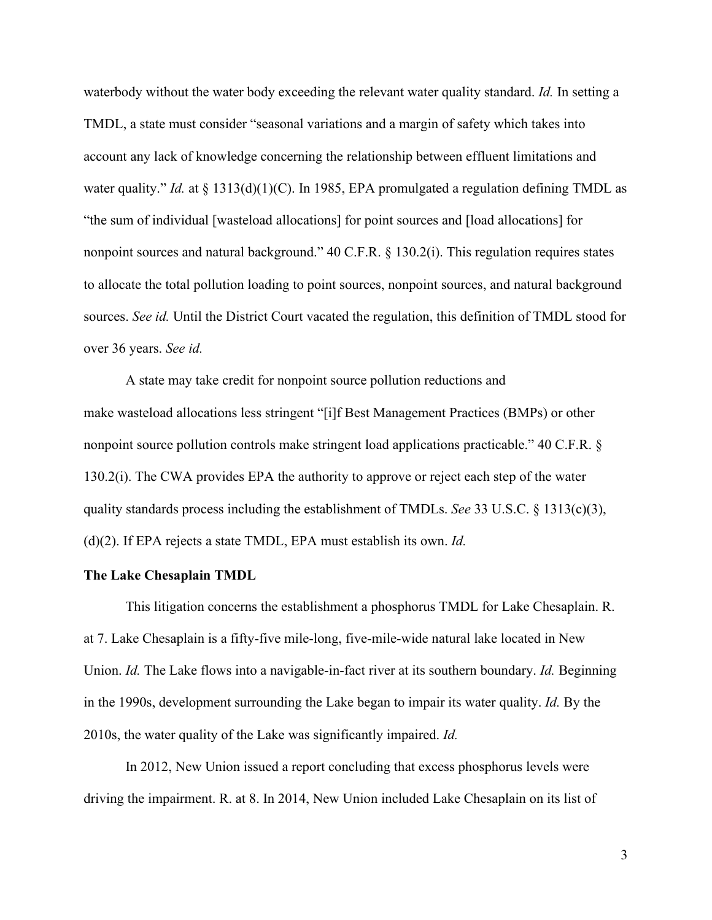waterbody without the water body exceeding the relevant water quality standard. *Id.* In setting a TMDL, a state must consider "seasonal variations and a margin of safety which takes into account any lack of knowledge concerning the relationship between effluent limitations and water quality." *Id.* at § 1313(d)(1)(C). In 1985, EPA promulgated a regulation defining TMDL as "the sum of individual [wasteload allocations] for point sources and [load allocations] for nonpoint sources and natural background." 40 C.F.R. § 130.2(i). This regulation requires states to allocate the total pollution loading to point sources, nonpoint sources, and natural background sources. *See id.* Until the District Court vacated the regulation, this definition of TMDL stood for over 36 years. *See id.*

A state may take credit for nonpoint source pollution reductions and make wasteload allocations less stringent "[i]f Best Management Practices (BMPs) or other nonpoint source pollution controls make stringent load applications practicable." 40 C.F.R. § 130.2(i). The CWA provides EPA the authority to approve or reject each step of the water quality standards process including the establishment of TMDLs. *See* 33 U.S.C. § 1313(c)(3), (d)(2). If EPA rejects a state TMDL, EPA must establish its own. *Id.*

**The Lake Chesaplain TMDL**

This litigation concerns the establishment a phosphorus TMDL for Lake Chesaplain. R. at 7. Lake Chesaplain is a fifty-five mile-long, five-mile-wide natural lake located in New Union. *Id.* The Lake flows into a navigable-in-fact river at its southern boundary. *Id.* Beginning in the 1990s, development surrounding the Lake began to impair its water quality. *Id.* By the 2010s, the water quality of the Lake was significantly impaired. *Id.*

In 2012, New Union issued a report concluding that excess phosphorus levels were driving the impairment. R. at 8. In 2014, New Union included Lake Chesaplain on its list of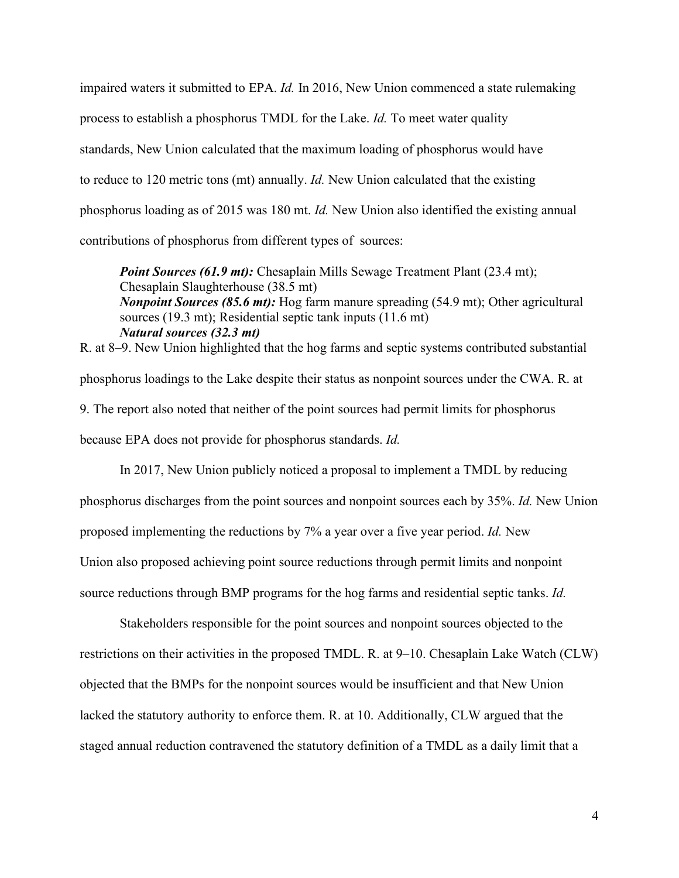impaired waters it submitted to EPA. *Id.* In 2016, New Union commenced a state rulemaking process to establish a phosphorus TMDL for the Lake. *Id.* To meet water quality standards, New Union calculated that the maximum loading of phosphorus would have to reduce to 120 metric tons (mt) annually. *Id.* New Union calculated that the existing phosphorus loading as of 2015 was 180 mt. *Id.* New Union also identified the existing annual contributions of phosphorus from different types of sources:

> ***Point Sources (61.9 mt):*** Chesaplain Mills Sewage Treatment Plant (23.4 mt); Chesaplain Slaughterhouse (38.5 mt)
> ***Nonpoint Sources (85.6 mt):*** Hog farm manure spreading (54.9 mt); Other agricultural sources (19.3 mt); Residential septic tank inputs (11.6 mt)
> ***Natural sources (32.3 mt)***

R. at 8–9. New Union highlighted that the hog farms and septic systems contributed substantial phosphorus loadings to the Lake despite their status as nonpoint sources under the CWA. R. at 9. The report also noted that neither of the point sources had permit limits for phosphorus because EPA does not provide for phosphorus standards. *Id.*

In 2017, New Union publicly noticed a proposal to implement a TMDL by reducing phosphorus discharges from the point sources and nonpoint sources each by 35%. *Id.* New Union proposed implementing the reductions by 7% a year over a five year period. *Id.* New Union also proposed achieving point source reductions through permit limits and nonpoint source reductions through BMP programs for the hog farms and residential septic tanks. *Id.*

Stakeholders responsible for the point sources and nonpoint sources objected to the restrictions on their activities in the proposed TMDL. R. at 9–10. Chesaplain Lake Watch (CLW) objected that the BMPs for the nonpoint sources would be insufficient and that New Union lacked the statutory authority to enforce them. R. at 10. Additionally, CLW argued that the staged annual reduction contravened the statutory definition of a TMDL as a daily limit that a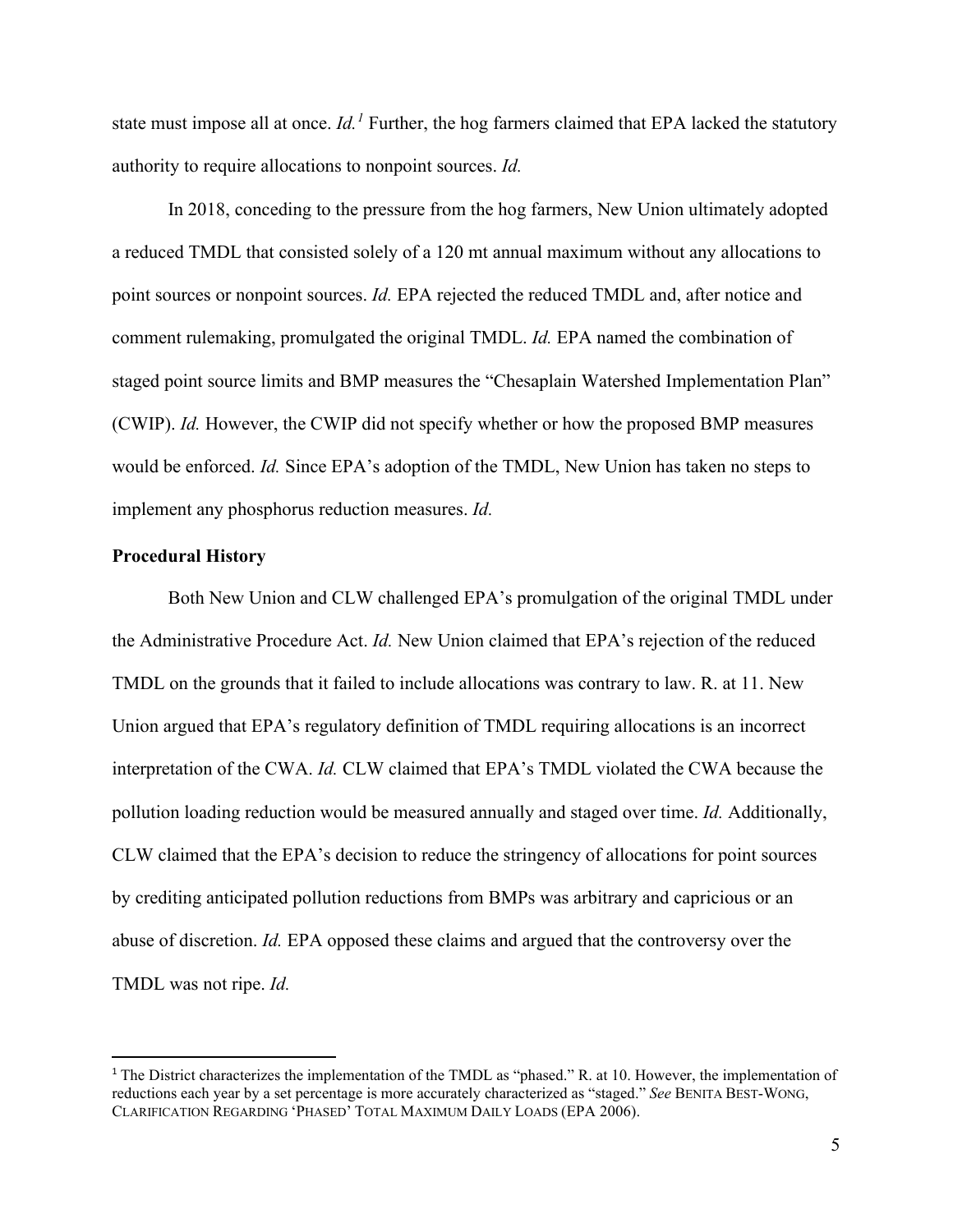state must impose all at once. *Id.*[1] Further, the hog farmers claimed that EPA lacked the statutory authority to require allocations to nonpoint sources. *Id.*

In 2018, conceding to the pressure from the hog farmers, New Union ultimately adopted a reduced TMDL that consisted solely of a 120 mt annual maximum without any allocations to point sources or nonpoint sources. *Id.* EPA rejected the reduced TMDL and, after notice and comment rulemaking, promulgated the original TMDL. *Id.* EPA named the combination of staged point source limits and BMP measures the "Chesaplain Watershed Implementation Plan" (CWIP). *Id.* However, the CWIP did not specify whether or how the proposed BMP measures would be enforced. *Id.* Since EPA's adoption of the TMDL, New Union has taken no steps to implement any phosphorus reduction measures. *Id.*

**Procedural History**

Both New Union and CLW challenged EPA's promulgation of the original TMDL under the Administrative Procedure Act. *Id.* New Union claimed that EPA's rejection of the reduced TMDL on the grounds that it failed to include allocations was contrary to law. R. at 11. New Union argued that EPA's regulatory definition of TMDL requiring allocations is an incorrect interpretation of the CWA. *Id.* CLW claimed that EPA's TMDL violated the CWA because the pollution loading reduction would be measured annually and staged over time. *Id.* Additionally, CLW claimed that the EPA's decision to reduce the stringency of allocations for point sources by crediting anticipated pollution reductions from BMPs was arbitrary and capricious or an abuse of discretion. *Id.* EPA opposed these claims and argued that the controversy over the TMDL was not ripe. *Id.*

---

[1] The District characterizes the implementation of the TMDL as "phased." R. at 10. However, the implementation of reductions each year by a set percentage is more accurately characterized as "staged." *See* BENITA BEST-WONG, CLARIFICATION REGARDING 'PHASED' TOTAL MAXIMUM DAILY LOADS (EPA 2006).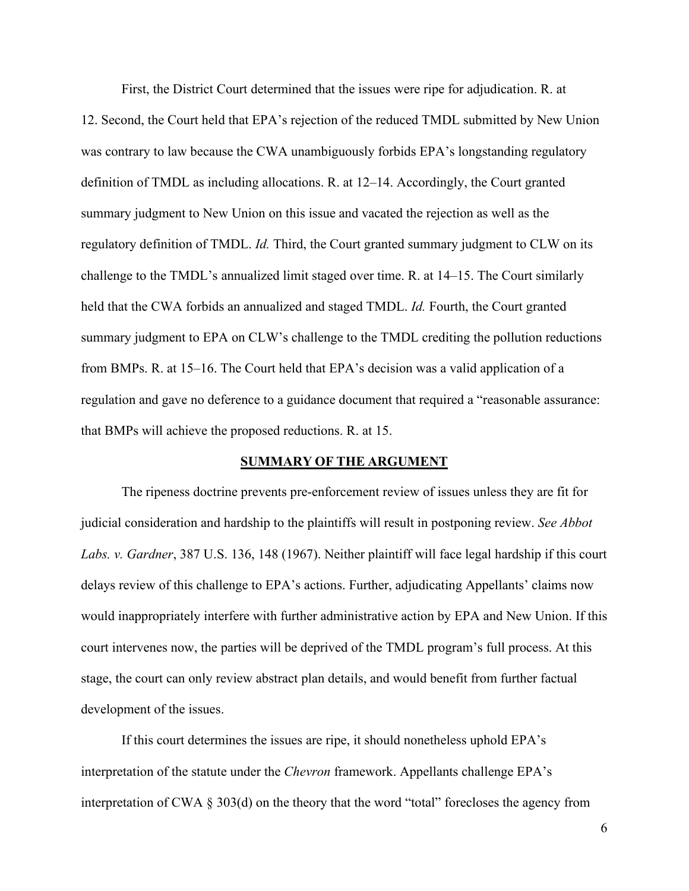First, the District Court determined that the issues were ripe for adjudication. R. at 12. Second, the Court held that EPA's rejection of the reduced TMDL submitted by New Union was contrary to law because the CWA unambiguously forbids EPA's longstanding regulatory definition of TMDL as including allocations. R. at 12–14. Accordingly, the Court granted summary judgment to New Union on this issue and vacated the rejection as well as the regulatory definition of TMDL. *Id.* Third, the Court granted summary judgment to CLW on its challenge to the TMDL's annualized limit staged over time. R. at 14–15. The Court similarly held that the CWA forbids an annualized and staged TMDL. *Id.* Fourth, the Court granted summary judgment to EPA on CLW's challenge to the TMDL crediting the pollution reductions from BMPs. R. at 15–16. The Court held that EPA's decision was a valid application of a regulation and gave no deference to a guidance document that required a "reasonable assurance: that BMPs will achieve the proposed reductions. R. at 15.

## SUMMARY OF THE ARGUMENT

The ripeness doctrine prevents pre-enforcement review of issues unless they are fit for judicial consideration and hardship to the plaintiffs will result in postponing review. *See Abbot Labs. v. Gardner*, 387 U.S. 136, 148 (1967). Neither plaintiff will face legal hardship if this court delays review of this challenge to EPA's actions. Further, adjudicating Appellants' claims now would inappropriately interfere with further administrative action by EPA and New Union. If this court intervenes now, the parties will be deprived of the TMDL program's full process. At this stage, the court can only review abstract plan details, and would benefit from further factual development of the issues.

If this court determines the issues are ripe, it should nonetheless uphold EPA's interpretation of the statute under the *Chevron* framework. Appellants challenge EPA's interpretation of CWA § 303(d) on the theory that the word "total" forecloses the agency from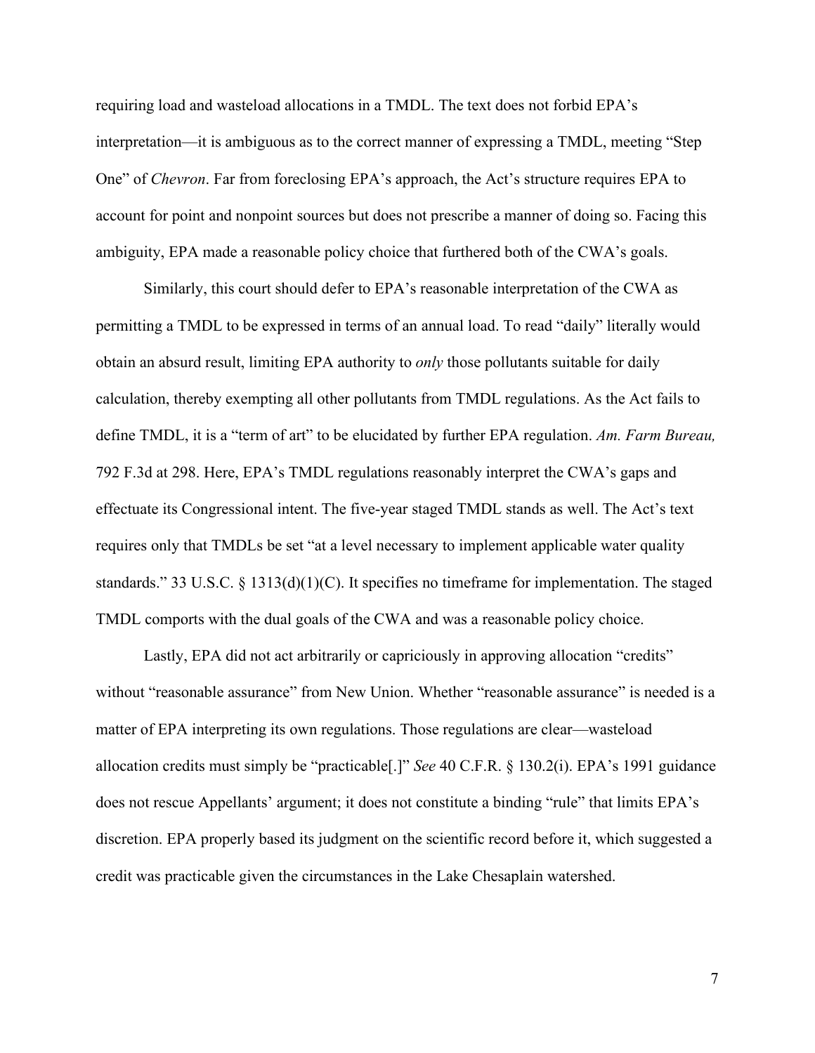requiring load and wasteload allocations in a TMDL. The text does not forbid EPA's interpretation—it is ambiguous as to the correct manner of expressing a TMDL, meeting "Step One" of *Chevron*. Far from foreclosing EPA's approach, the Act's structure requires EPA to account for point and nonpoint sources but does not prescribe a manner of doing so. Facing this ambiguity, EPA made a reasonable policy choice that furthered both of the CWA's goals.

Similarly, this court should defer to EPA's reasonable interpretation of the CWA as permitting a TMDL to be expressed in terms of an annual load. To read "daily" literally would obtain an absurd result, limiting EPA authority to *only* those pollutants suitable for daily calculation, thereby exempting all other pollutants from TMDL regulations. As the Act fails to define TMDL, it is a "term of art" to be elucidated by further EPA regulation. *Am. Farm Bureau,* 792 F.3d at 298. Here, EPA's TMDL regulations reasonably interpret the CWA's gaps and effectuate its Congressional intent. The five-year staged TMDL stands as well. The Act's text requires only that TMDLs be set "at a level necessary to implement applicable water quality standards." 33 U.S.C. § 1313(d)(1)(C). It specifies no timeframe for implementation. The staged TMDL comports with the dual goals of the CWA and was a reasonable policy choice.

Lastly, EPA did not act arbitrarily or capriciously in approving allocation "credits" without "reasonable assurance" from New Union. Whether "reasonable assurance" is needed is a matter of EPA interpreting its own regulations. Those regulations are clear—wasteload allocation credits must simply be "practicable[.]" *See* 40 C.F.R. § 130.2(i). EPA's 1991 guidance does not rescue Appellants' argument; it does not constitute a binding "rule" that limits EPA's discretion. EPA properly based its judgment on the scientific record before it, which suggested a credit was practicable given the circumstances in the Lake Chesaplain watershed.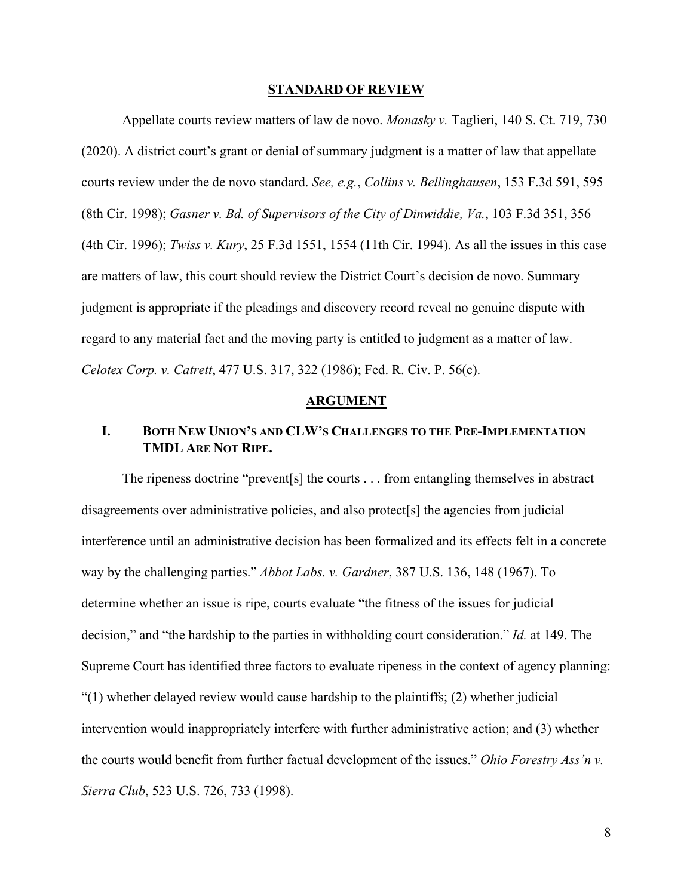## STANDARD OF REVIEW

Appellate courts review matters of law de novo. *Monasky v.* Taglieri, 140 S. Ct. 719, 730 (2020). A district court's grant or denial of summary judgment is a matter of law that appellate courts review under the de novo standard. *See, e.g.*, *Collins v. Bellinghausen*, 153 F.3d 591, 595 (8th Cir. 1998); *Gasner v. Bd. of Supervisors of the City of Dinwiddie, Va.*, 103 F.3d 351, 356 (4th Cir. 1996); *Twiss v. Kury*, 25 F.3d 1551, 1554 (11th Cir. 1994). As all the issues in this case are matters of law, this court should review the District Court's decision de novo. Summary judgment is appropriate if the pleadings and discovery record reveal no genuine dispute with regard to any material fact and the moving party is entitled to judgment as a matter of law. *Celotex Corp. v. Catrett*, 477 U.S. 317, 322 (1986); Fed. R. Civ. P. 56(c).

## ARGUMENT

### I. BOTH NEW UNION'S AND CLW'S CHALLENGES TO THE PRE-IMPLEMENTATION TMDL ARE NOT RIPE.

The ripeness doctrine "prevent[s] the courts . . . from entangling themselves in abstract disagreements over administrative policies, and also protect[s] the agencies from judicial interference until an administrative decision has been formalized and its effects felt in a concrete way by the challenging parties." *Abbot Labs. v. Gardner*, 387 U.S. 136, 148 (1967). To determine whether an issue is ripe, courts evaluate "the fitness of the issues for judicial decision," and "the hardship to the parties in withholding court consideration." *Id.* at 149. The Supreme Court has identified three factors to evaluate ripeness in the context of agency planning: "(1) whether delayed review would cause hardship to the plaintiffs; (2) whether judicial intervention would inappropriately interfere with further administrative action; and (3) whether the courts would benefit from further factual development of the issues." *Ohio Forestry Ass'n v. Sierra Club*, 523 U.S. 726, 733 (1998).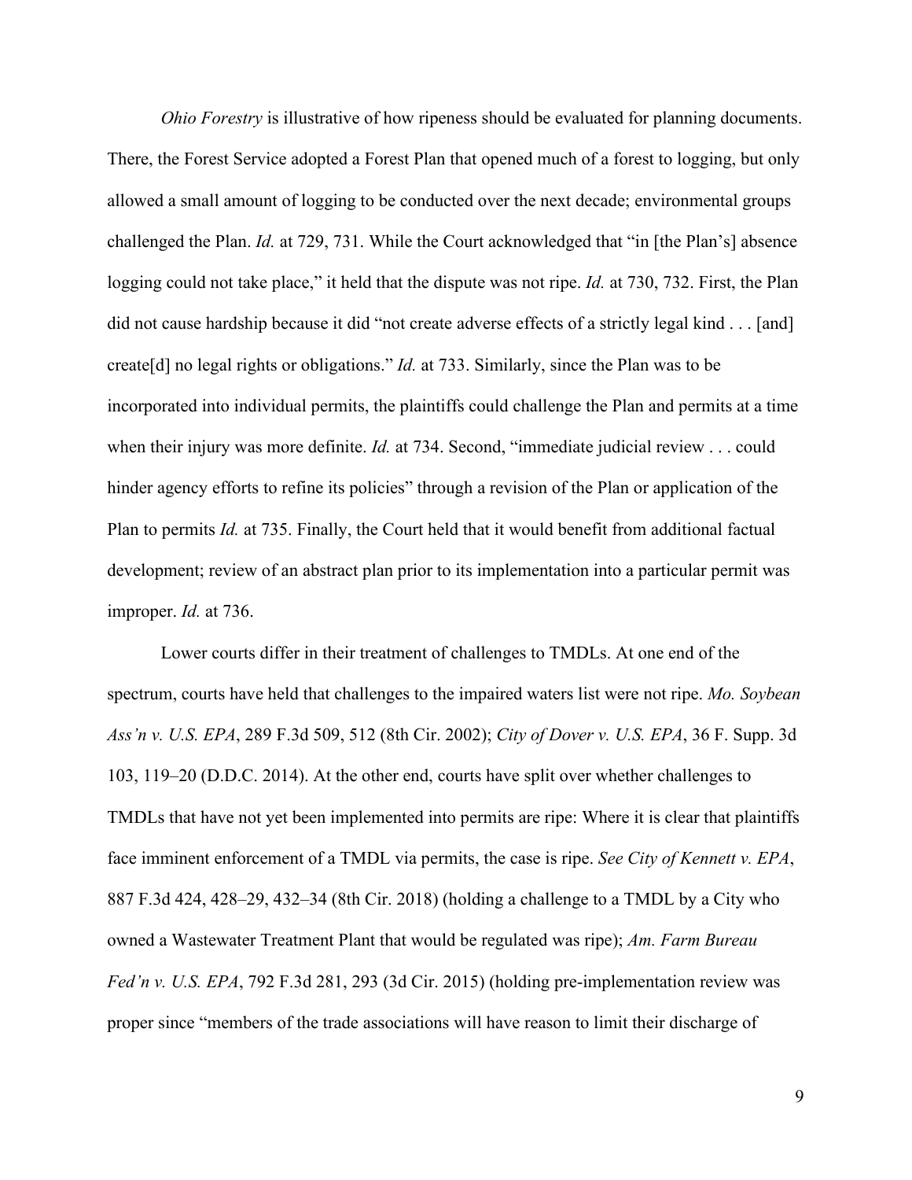*Ohio Forestry* is illustrative of how ripeness should be evaluated for planning documents. There, the Forest Service adopted a Forest Plan that opened much of a forest to logging, but only allowed a small amount of logging to be conducted over the next decade; environmental groups challenged the Plan. *Id.* at 729, 731. While the Court acknowledged that "in [the Plan's] absence logging could not take place," it held that the dispute was not ripe. *Id.* at 730, 732. First, the Plan did not cause hardship because it did "not create adverse effects of a strictly legal kind . . . [and] create[d] no legal rights or obligations." *Id.* at 733. Similarly, since the Plan was to be incorporated into individual permits, the plaintiffs could challenge the Plan and permits at a time when their injury was more definite. *Id.* at 734. Second, "immediate judicial review . . . could hinder agency efforts to refine its policies" through a revision of the Plan or application of the Plan to permits *Id.* at 735. Finally, the Court held that it would benefit from additional factual development; review of an abstract plan prior to its implementation into a particular permit was improper. *Id.* at 736.

Lower courts differ in their treatment of challenges to TMDLs. At one end of the spectrum, courts have held that challenges to the impaired waters list were not ripe. *Mo. Soybean Ass'n v. U.S. EPA*, 289 F.3d 509, 512 (8th Cir. 2002); *City of Dover v. U.S. EPA*, 36 F. Supp. 3d 103, 119–20 (D.D.C. 2014). At the other end, courts have split over whether challenges to TMDLs that have not yet been implemented into permits are ripe: Where it is clear that plaintiffs face imminent enforcement of a TMDL via permits, the case is ripe. *See City of Kennett v. EPA*, 887 F.3d 424, 428–29, 432–34 (8th Cir. 2018) (holding a challenge to a TMDL by a City who owned a Wastewater Treatment Plant that would be regulated was ripe); *Am. Farm Bureau Fed'n v. U.S. EPA*, 792 F.3d 281, 293 (3d Cir. 2015) (holding pre-implementation review was proper since "members of the trade associations will have reason to limit their discharge of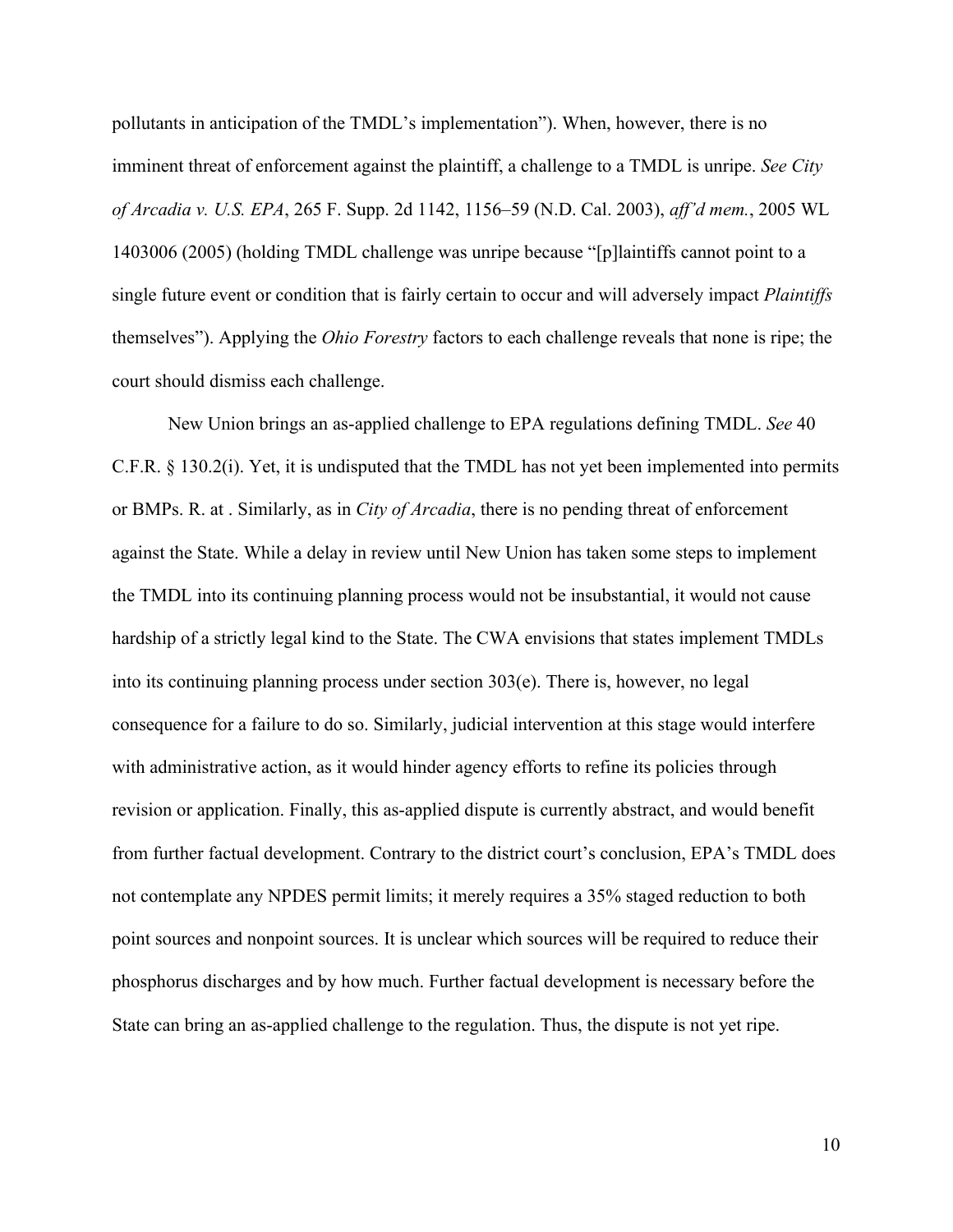pollutants in anticipation of the TMDL's implementation"). When, however, there is no imminent threat of enforcement against the plaintiff, a challenge to a TMDL is unripe. *See City of Arcadia v. U.S. EPA*, 265 F. Supp. 2d 1142, 1156–59 (N.D. Cal. 2003), *aff'd mem.*, 2005 WL 1403006 (2005) (holding TMDL challenge was unripe because "[p]laintiffs cannot point to a single future event or condition that is fairly certain to occur and will adversely impact *Plaintiffs* themselves"). Applying the *Ohio Forestry* factors to each challenge reveals that none is ripe; the court should dismiss each challenge.

New Union brings an as-applied challenge to EPA regulations defining TMDL. *See* 40 C.F.R. § 130.2(i). Yet, it is undisputed that the TMDL has not yet been implemented into permits or BMPs. R. at . Similarly, as in *City of Arcadia*, there is no pending threat of enforcement against the State. While a delay in review until New Union has taken some steps to implement the TMDL into its continuing planning process would not be insubstantial, it would not cause hardship of a strictly legal kind to the State. The CWA envisions that states implement TMDLs into its continuing planning process under section 303(e). There is, however, no legal consequence for a failure to do so. Similarly, judicial intervention at this stage would interfere with administrative action, as it would hinder agency efforts to refine its policies through revision or application. Finally, this as-applied dispute is currently abstract, and would benefit from further factual development. Contrary to the district court's conclusion, EPA's TMDL does not contemplate any NPDES permit limits; it merely requires a 35% staged reduction to both point sources and nonpoint sources. It is unclear which sources will be required to reduce their phosphorus discharges and by how much. Further factual development is necessary before the State can bring an as-applied challenge to the regulation. Thus, the dispute is not yet ripe.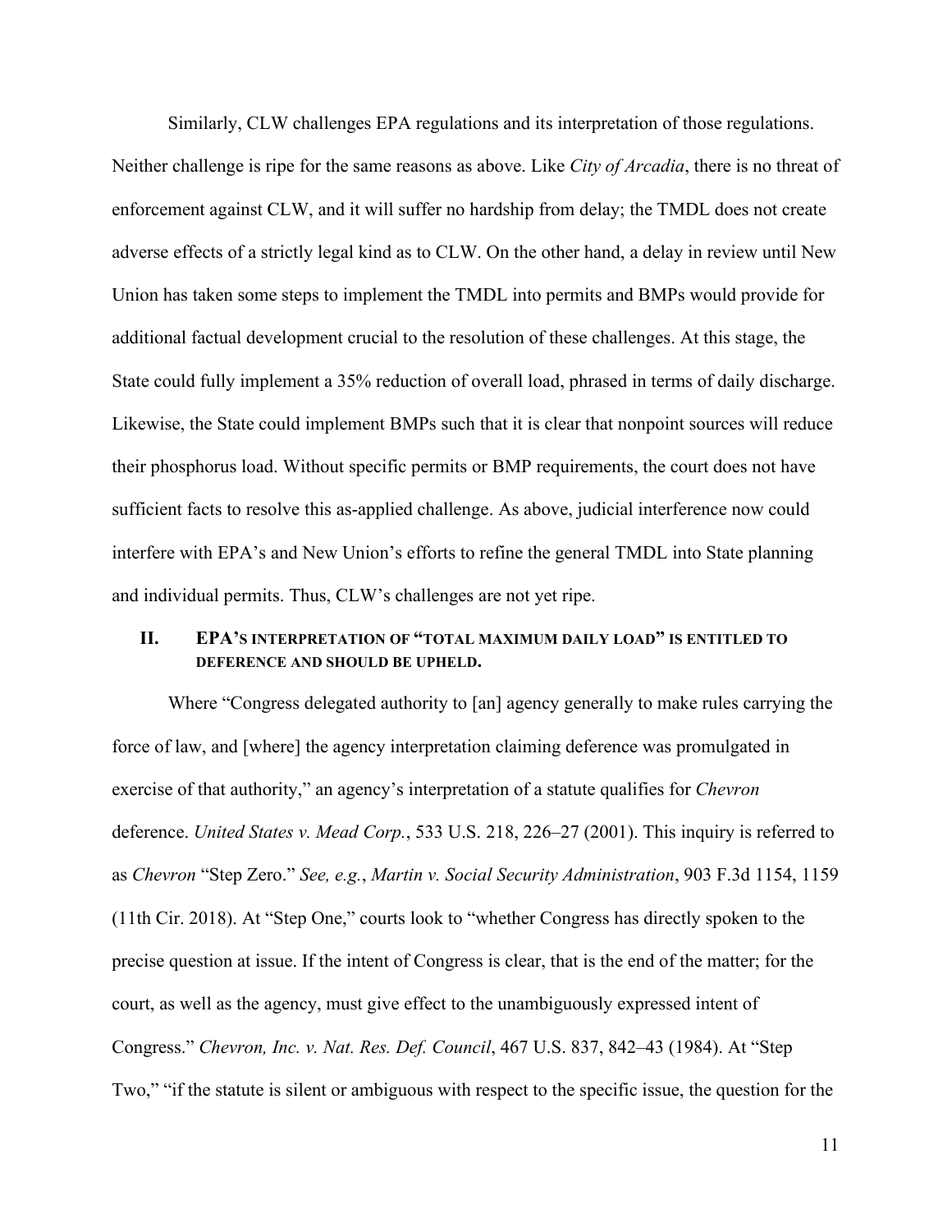Similarly, CLW challenges EPA regulations and its interpretation of those regulations. Neither challenge is ripe for the same reasons as above. Like *City of Arcadia*, there is no threat of enforcement against CLW, and it will suffer no hardship from delay; the TMDL does not create adverse effects of a strictly legal kind as to CLW. On the other hand, a delay in review until New Union has taken some steps to implement the TMDL into permits and BMPs would provide for additional factual development crucial to the resolution of these challenges. At this stage, the State could fully implement a 35% reduction of overall load, phrased in terms of daily discharge. Likewise, the State could implement BMPs such that it is clear that nonpoint sources will reduce their phosphorus load. Without specific permits or BMP requirements, the court does not have sufficient facts to resolve this as-applied challenge. As above, judicial interference now could interfere with EPA's and New Union's efforts to refine the general TMDL into State planning and individual permits. Thus, CLW's challenges are not yet ripe.

## II. EPA'S INTERPRETATION OF "TOTAL MAXIMUM DAILY LOAD" IS ENTITLED TO DEFERENCE AND SHOULD BE UPHELD.

Where "Congress delegated authority to [an] agency generally to make rules carrying the force of law, and [where] the agency interpretation claiming deference was promulgated in exercise of that authority," an agency's interpretation of a statute qualifies for *Chevron* deference. *United States v. Mead Corp.*, 533 U.S. 218, 226–27 (2001). This inquiry is referred to as *Chevron* "Step Zero." *See, e.g.*, *Martin v. Social Security Administration*, 903 F.3d 1154, 1159 (11th Cir. 2018). At "Step One," courts look to "whether Congress has directly spoken to the precise question at issue. If the intent of Congress is clear, that is the end of the matter; for the court, as well as the agency, must give effect to the unambiguously expressed intent of Congress." *Chevron, Inc. v. Nat. Res. Def. Council*, 467 U.S. 837, 842–43 (1984). At "Step Two," "if the statute is silent or ambiguous with respect to the specific issue, the question for the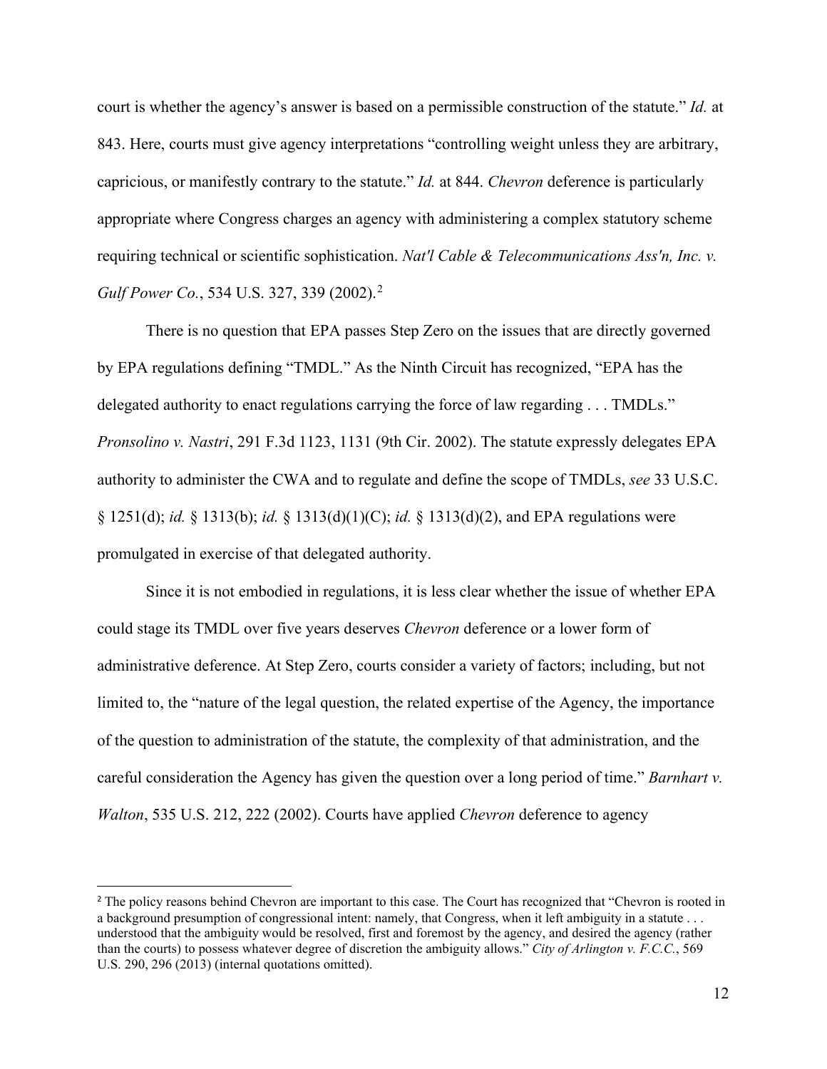court is whether the agency's answer is based on a permissible construction of the statute." *Id.* at 843. Here, courts must give agency interpretations "controlling weight unless they are arbitrary, capricious, or manifestly contrary to the statute." *Id.* at 844. *Chevron* deference is particularly appropriate where Congress charges an agency with administering a complex statutory scheme requiring technical or scientific sophistication. *Nat'l Cable & Telecommunications Ass'n, Inc. v. Gulf Power Co.*, 534 U.S. 327, 339 (2002).[2]

There is no question that EPA passes Step Zero on the issues that are directly governed by EPA regulations defining "TMDL." As the Ninth Circuit has recognized, "EPA has the delegated authority to enact regulations carrying the force of law regarding . . . TMDLs." *Pronsolino v. Nastri*, 291 F.3d 1123, 1131 (9th Cir. 2002). The statute expressly delegates EPA authority to administer the CWA and to regulate and define the scope of TMDLs, *see* 33 U.S.C. § 1251(d); *id.* § 1313(b); *id.* § 1313(d)(1)(C); *id.* § 1313(d)(2), and EPA regulations were promulgated in exercise of that delegated authority.

Since it is not embodied in regulations, it is less clear whether the issue of whether EPA could stage its TMDL over five years deserves *Chevron* deference or a lower form of administrative deference. At Step Zero, courts consider a variety of factors; including, but not limited to, the "nature of the legal question, the related expertise of the Agency, the importance of the question to administration of the statute, the complexity of that administration, and the careful consideration the Agency has given the question over a long period of time." *Barnhart v. Walton*, 535 U.S. 212, 222 (2002). Courts have applied *Chevron* deference to agency

---

[2] The policy reasons behind Chevron are important to this case. The Court has recognized that "Chevron is rooted in a background presumption of congressional intent: namely, that Congress, when it left ambiguity in a statute . . . understood that the ambiguity would be resolved, first and foremost by the agency, and desired the agency (rather than the courts) to possess whatever degree of discretion the ambiguity allows." *City of Arlington v. F.C.C.*, 569 U.S. 290, 296 (2013) (internal quotations omitted).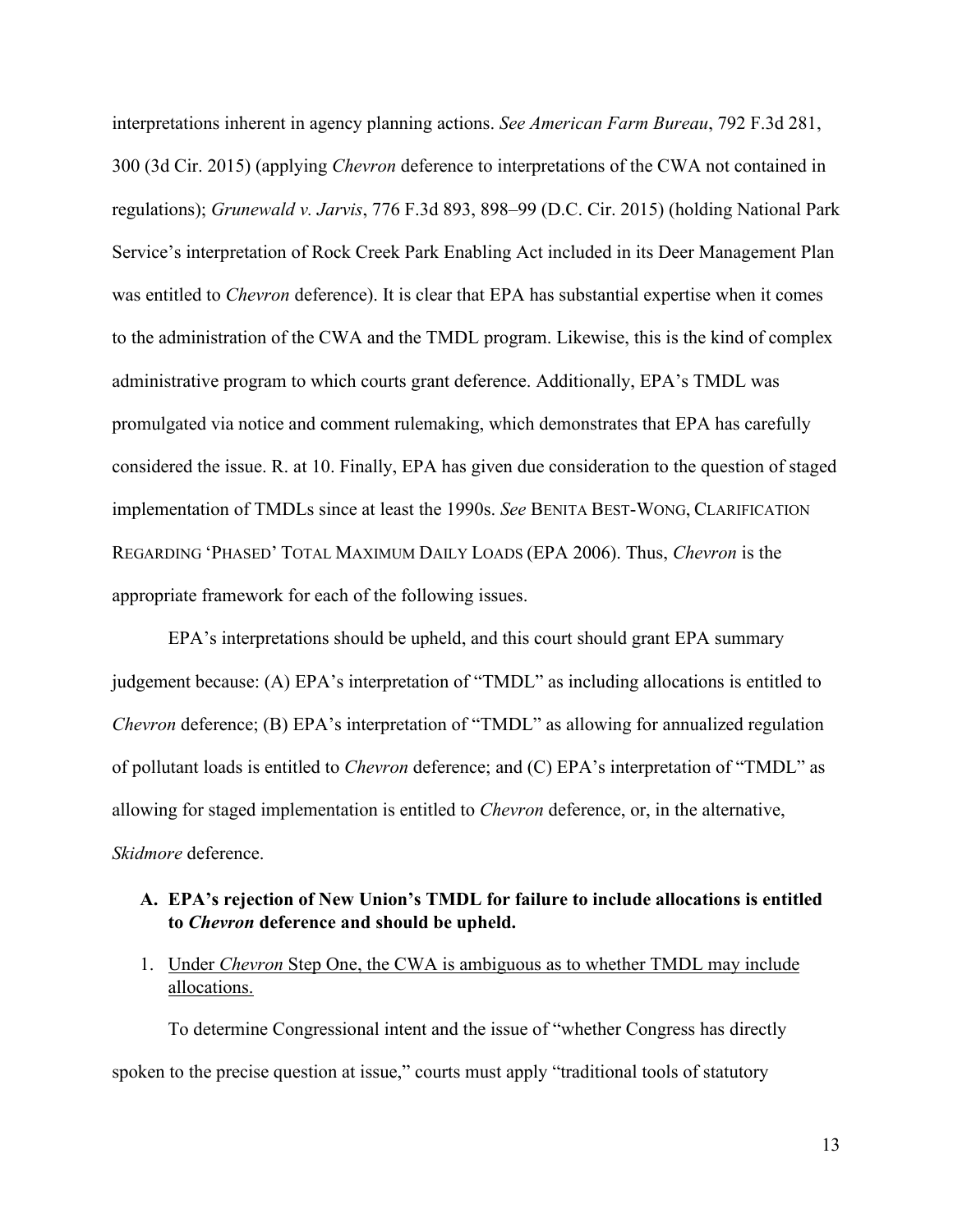interpretations inherent in agency planning actions. *See American Farm Bureau*, 792 F.3d 281, 300 (3d Cir. 2015) (applying *Chevron* deference to interpretations of the CWA not contained in regulations); *Grunewald v. Jarvis*, 776 F.3d 893, 898–99 (D.C. Cir. 2015) (holding National Park Service's interpretation of Rock Creek Park Enabling Act included in its Deer Management Plan was entitled to *Chevron* deference). It is clear that EPA has substantial expertise when it comes to the administration of the CWA and the TMDL program. Likewise, this is the kind of complex administrative program to which courts grant deference. Additionally, EPA's TMDL was promulgated via notice and comment rulemaking, which demonstrates that EPA has carefully considered the issue. R. at 10. Finally, EPA has given due consideration to the question of staged implementation of TMDLs since at least the 1990s. *See* BENITA BEST-WONG, CLARIFICATION REGARDING 'PHASED' TOTAL MAXIMUM DAILY LOADS (EPA 2006). Thus, *Chevron* is the appropriate framework for each of the following issues.

EPA's interpretations should be upheld, and this court should grant EPA summary judgement because: (A) EPA's interpretation of "TMDL" as including allocations is entitled to *Chevron* deference; (B) EPA's interpretation of "TMDL" as allowing for annualized regulation of pollutant loads is entitled to *Chevron* deference; and (C) EPA's interpretation of "TMDL" as allowing for staged implementation is entitled to *Chevron* deference, or, in the alternative, *Skidmore* deference.

**A. EPA's rejection of New Union's TMDL for failure to include allocations is entitled to *Chevron* deference and should be upheld.**

1. Under *Chevron* Step One, the CWA is ambiguous as to whether TMDL may include allocations.

To determine Congressional intent and the issue of "whether Congress has directly spoken to the precise question at issue," courts must apply "traditional tools of statutory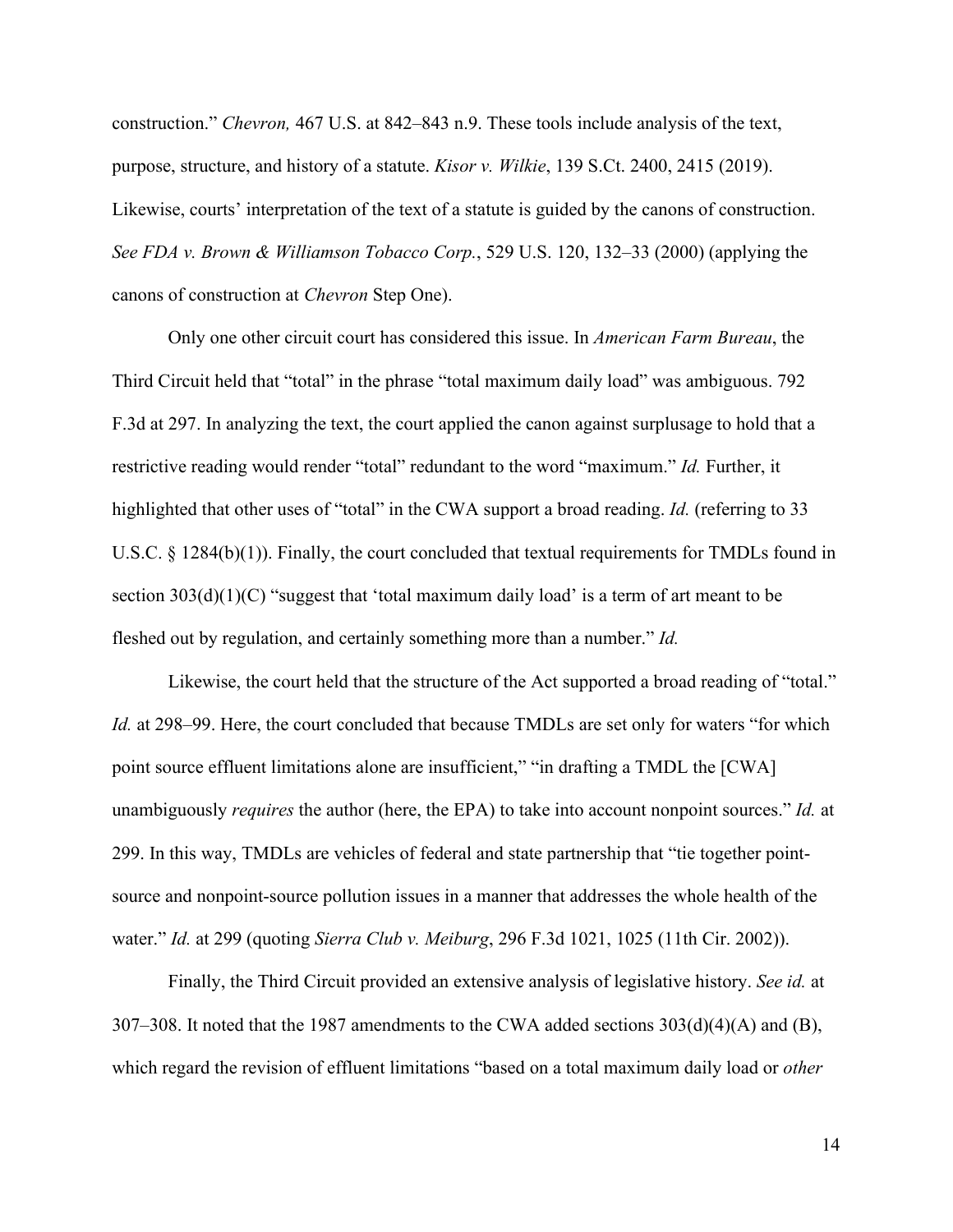construction." *Chevron,* 467 U.S. at 842–843 n.9. These tools include analysis of the text, purpose, structure, and history of a statute. *Kisor v. Wilkie*, 139 S.Ct. 2400, 2415 (2019). Likewise, courts' interpretation of the text of a statute is guided by the canons of construction. *See FDA v. Brown & Williamson Tobacco Corp.*, 529 U.S. 120, 132–33 (2000) (applying the canons of construction at *Chevron* Step One).

Only one other circuit court has considered this issue. In *American Farm Bureau*, the Third Circuit held that "total" in the phrase "total maximum daily load" was ambiguous. 792 F.3d at 297. In analyzing the text, the court applied the canon against surplusage to hold that a restrictive reading would render "total" redundant to the word "maximum." *Id.* Further, it highlighted that other uses of "total" in the CWA support a broad reading. *Id.* (referring to 33 U.S.C. § 1284(b)(1)). Finally, the court concluded that textual requirements for TMDLs found in section 303(d)(1)(C) "suggest that 'total maximum daily load' is a term of art meant to be fleshed out by regulation, and certainly something more than a number." *Id.*

Likewise, the court held that the structure of the Act supported a broad reading of "total." *Id.* at 298–99. Here, the court concluded that because TMDLs are set only for waters "for which point source effluent limitations alone are insufficient," "in drafting a TMDL the [CWA] unambiguously *requires* the author (here, the EPA) to take into account nonpoint sources." *Id.* at 299. In this way, TMDLs are vehicles of federal and state partnership that "tie together point-source and nonpoint-source pollution issues in a manner that addresses the whole health of the water." *Id.* at 299 (quoting *Sierra Club v. Meiburg*, 296 F.3d 1021, 1025 (11th Cir. 2002)).

Finally, the Third Circuit provided an extensive analysis of legislative history. *See id.* at 307–308. It noted that the 1987 amendments to the CWA added sections 303(d)(4)(A) and (B), which regard the revision of effluent limitations "based on a total maximum daily load or *other*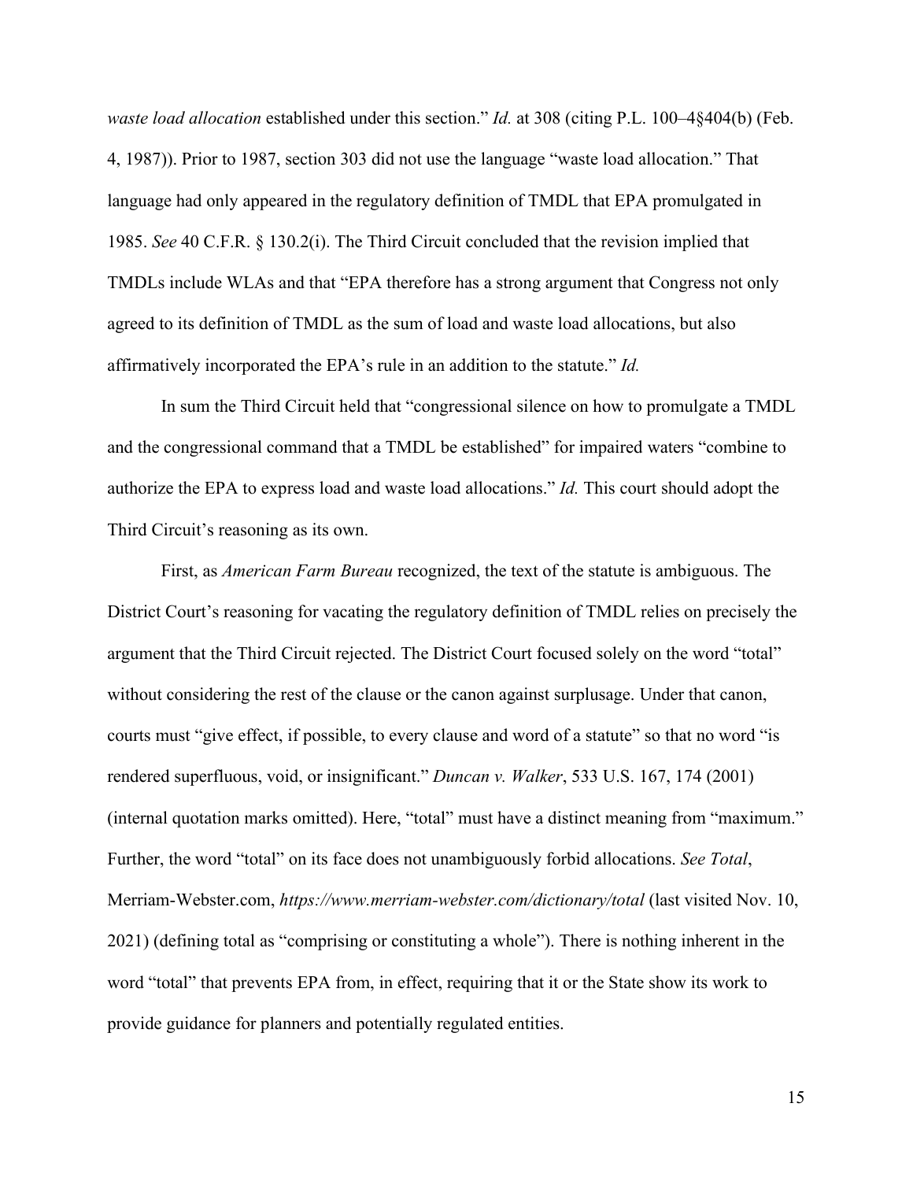*waste load allocation* established under this section." *Id.* at 308 (citing P.L. 100–4§404(b) (Feb. 4, 1987)). Prior to 1987, section 303 did not use the language "waste load allocation." That language had only appeared in the regulatory definition of TMDL that EPA promulgated in 1985. *See* 40 C.F.R. § 130.2(i). The Third Circuit concluded that the revision implied that TMDLs include WLAs and that "EPA therefore has a strong argument that Congress not only agreed to its definition of TMDL as the sum of load and waste load allocations, but also affirmatively incorporated the EPA's rule in an addition to the statute." *Id.*

In sum the Third Circuit held that "congressional silence on how to promulgate a TMDL and the congressional command that a TMDL be established" for impaired waters "combine to authorize the EPA to express load and waste load allocations." *Id.* This court should adopt the Third Circuit's reasoning as its own.

First, as *American Farm Bureau* recognized, the text of the statute is ambiguous. The District Court's reasoning for vacating the regulatory definition of TMDL relies on precisely the argument that the Third Circuit rejected. The District Court focused solely on the word "total" without considering the rest of the clause or the canon against surplusage. Under that canon, courts must "give effect, if possible, to every clause and word of a statute" so that no word "is rendered superfluous, void, or insignificant." *Duncan v. Walker*, 533 U.S. 167, 174 (2001) (internal quotation marks omitted). Here, "total" must have a distinct meaning from "maximum." Further, the word "total" on its face does not unambiguously forbid allocations. *See Total*, Merriam-Webster.com, *https://www.merriam-webster.com/dictionary/total* (last visited Nov. 10, 2021) (defining total as "comprising or constituting a whole"). There is nothing inherent in the word "total" that prevents EPA from, in effect, requiring that it or the State show its work to provide guidance for planners and potentially regulated entities.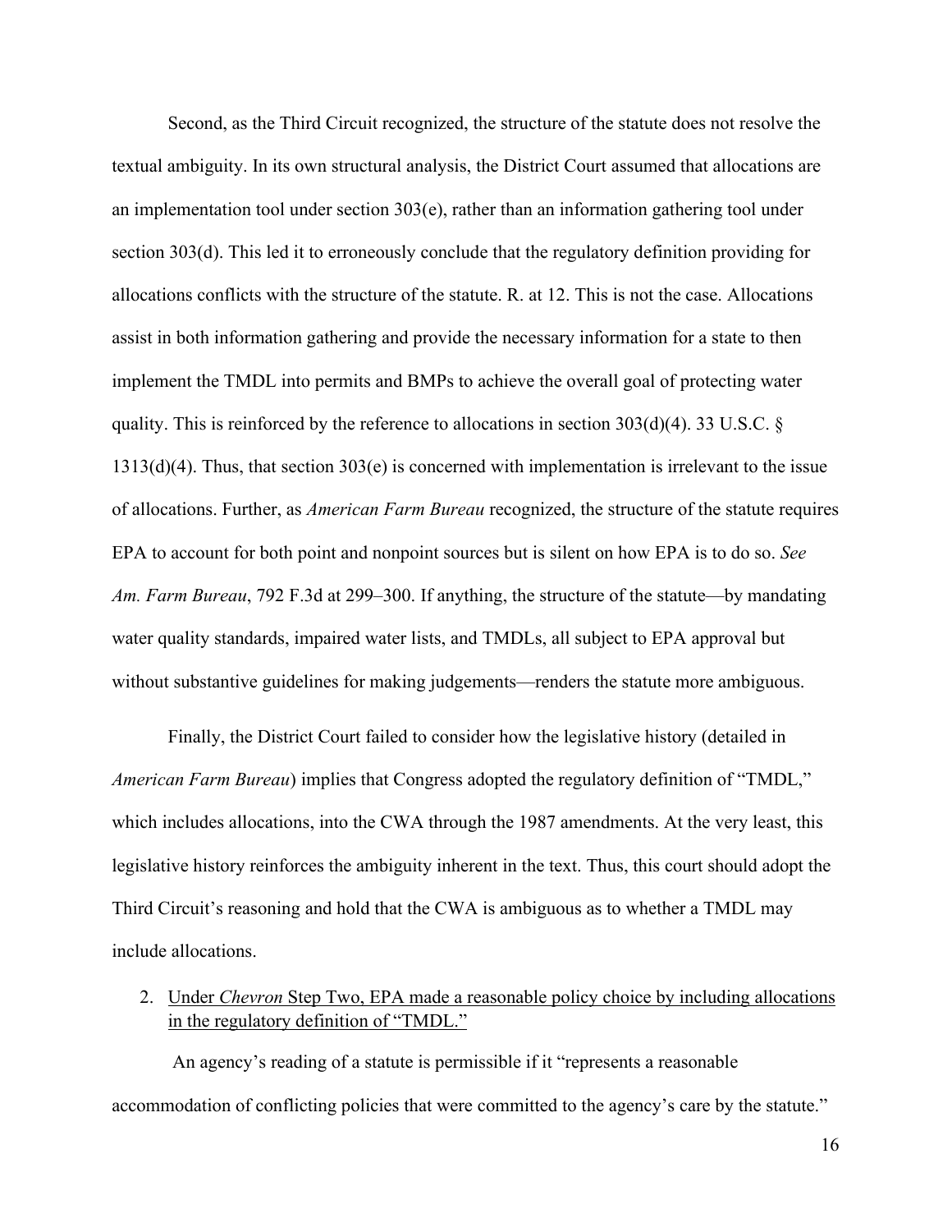Second, as the Third Circuit recognized, the structure of the statute does not resolve the textual ambiguity. In its own structural analysis, the District Court assumed that allocations are an implementation tool under section 303(e), rather than an information gathering tool under section 303(d). This led it to erroneously conclude that the regulatory definition providing for allocations conflicts with the structure of the statute. R. at 12. This is not the case. Allocations assist in both information gathering and provide the necessary information for a state to then implement the TMDL into permits and BMPs to achieve the overall goal of protecting water quality. This is reinforced by the reference to allocations in section 303(d)(4). 33 U.S.C. § 1313(d)(4). Thus, that section 303(e) is concerned with implementation is irrelevant to the issue of allocations. Further, as *American Farm Bureau* recognized, the structure of the statute requires EPA to account for both point and nonpoint sources but is silent on how EPA is to do so. *See Am. Farm Bureau*, 792 F.3d at 299–300. If anything, the structure of the statute—by mandating water quality standards, impaired water lists, and TMDLs, all subject to EPA approval but without substantive guidelines for making judgements—renders the statute more ambiguous.

Finally, the District Court failed to consider how the legislative history (detailed in *American Farm Bureau*) implies that Congress adopted the regulatory definition of "TMDL," which includes allocations, into the CWA through the 1987 amendments. At the very least, this legislative history reinforces the ambiguity inherent in the text. Thus, this court should adopt the Third Circuit's reasoning and hold that the CWA is ambiguous as to whether a TMDL may include allocations.

2. <u>Under *Chevron* Step Two, EPA made a reasonable policy choice by including allocations in the regulatory definition of "TMDL."</u>

An agency's reading of a statute is permissible if it "represents a reasonable accommodation of conflicting policies that were committed to the agency's care by the statute."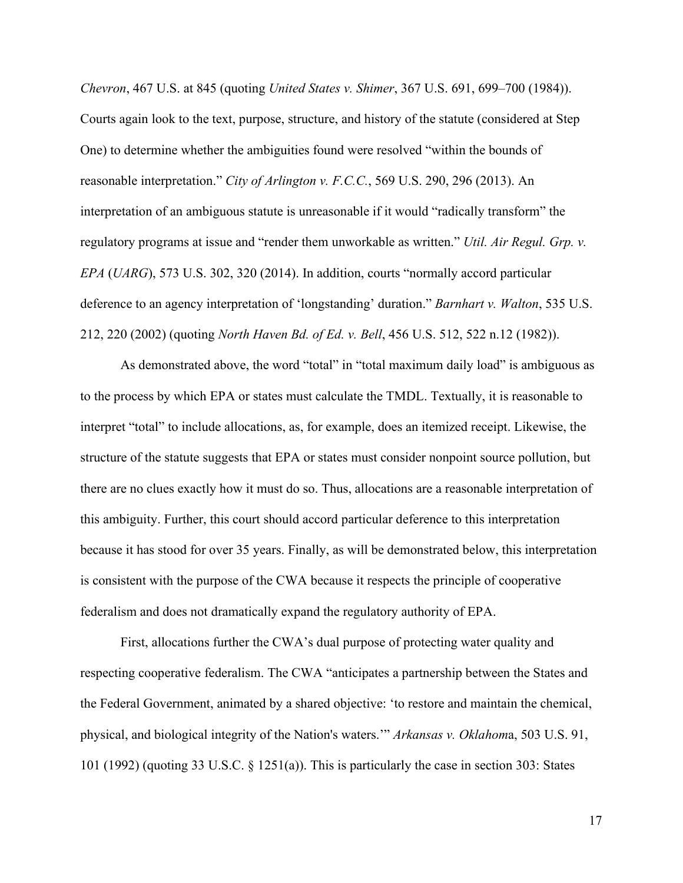*Chevron*, 467 U.S. at 845 (quoting *United States v. Shimer*, 367 U.S. 691, 699–700 (1984)). Courts again look to the text, purpose, structure, and history of the statute (considered at Step One) to determine whether the ambiguities found were resolved "within the bounds of reasonable interpretation." *City of Arlington v. F.C.C.*, 569 U.S. 290, 296 (2013). An interpretation of an ambiguous statute is unreasonable if it would "radically transform" the regulatory programs at issue and "render them unworkable as written." *Util. Air Regul. Grp. v. EPA* (*UARG*), 573 U.S. 302, 320 (2014). In addition, courts "normally accord particular deference to an agency interpretation of 'longstanding' duration." *Barnhart v. Walton*, 535 U.S. 212, 220 (2002) (quoting *North Haven Bd. of Ed. v. Bell*, 456 U.S. 512, 522 n.12 (1982)).

As demonstrated above, the word "total" in "total maximum daily load" is ambiguous as to the process by which EPA or states must calculate the TMDL. Textually, it is reasonable to interpret "total" to include allocations, as, for example, does an itemized receipt. Likewise, the structure of the statute suggests that EPA or states must consider nonpoint source pollution, but there are no clues exactly how it must do so. Thus, allocations are a reasonable interpretation of this ambiguity. Further, this court should accord particular deference to this interpretation because it has stood for over 35 years. Finally, as will be demonstrated below, this interpretation is consistent with the purpose of the CWA because it respects the principle of cooperative federalism and does not dramatically expand the regulatory authority of EPA.

First, allocations further the CWA's dual purpose of protecting water quality and respecting cooperative federalism. The CWA "anticipates a partnership between the States and the Federal Government, animated by a shared objective: 'to restore and maintain the chemical, physical, and biological integrity of the Nation's waters.'" *Arkansas v. Oklahoma*, 503 U.S. 91, 101 (1992) (quoting 33 U.S.C. § 1251(a)). This is particularly the case in section 303: States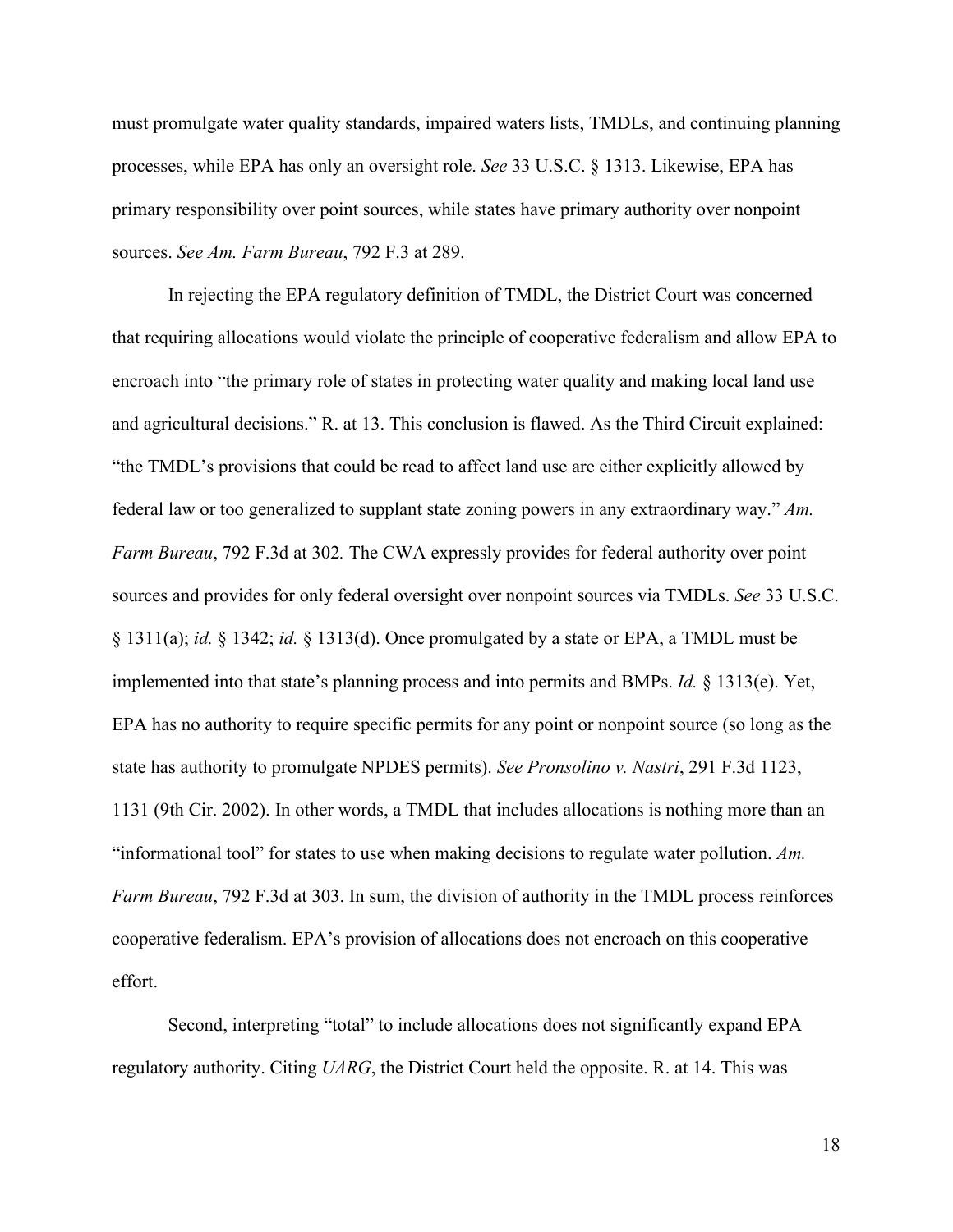must promulgate water quality standards, impaired waters lists, TMDLs, and continuing planning processes, while EPA has only an oversight role. *See* 33 U.S.C. § 1313. Likewise, EPA has primary responsibility over point sources, while states have primary authority over nonpoint sources. *See Am. Farm Bureau*, 792 F.3 at 289.

In rejecting the EPA regulatory definition of TMDL, the District Court was concerned that requiring allocations would violate the principle of cooperative federalism and allow EPA to encroach into "the primary role of states in protecting water quality and making local land use and agricultural decisions." R. at 13. This conclusion is flawed. As the Third Circuit explained: "the TMDL's provisions that could be read to affect land use are either explicitly allowed by federal law or too generalized to supplant state zoning powers in any extraordinary way." *Am. Farm Bureau*, 792 F.3d at 302*.* The CWA expressly provides for federal authority over point sources and provides for only federal oversight over nonpoint sources via TMDLs. *See* 33 U.S.C. § 1311(a); *id.* § 1342; *id.* § 1313(d). Once promulgated by a state or EPA, a TMDL must be implemented into that state's planning process and into permits and BMPs. *Id.* § 1313(e). Yet, EPA has no authority to require specific permits for any point or nonpoint source (so long as the state has authority to promulgate NPDES permits). *See Pronsolino v. Nastri*, 291 F.3d 1123, 1131 (9th Cir. 2002). In other words, a TMDL that includes allocations is nothing more than an "informational tool" for states to use when making decisions to regulate water pollution. *Am. Farm Bureau*, 792 F.3d at 303. In sum, the division of authority in the TMDL process reinforces cooperative federalism. EPA's provision of allocations does not encroach on this cooperative effort.

Second, interpreting "total" to include allocations does not significantly expand EPA regulatory authority. Citing *UARG*, the District Court held the opposite. R. at 14. This was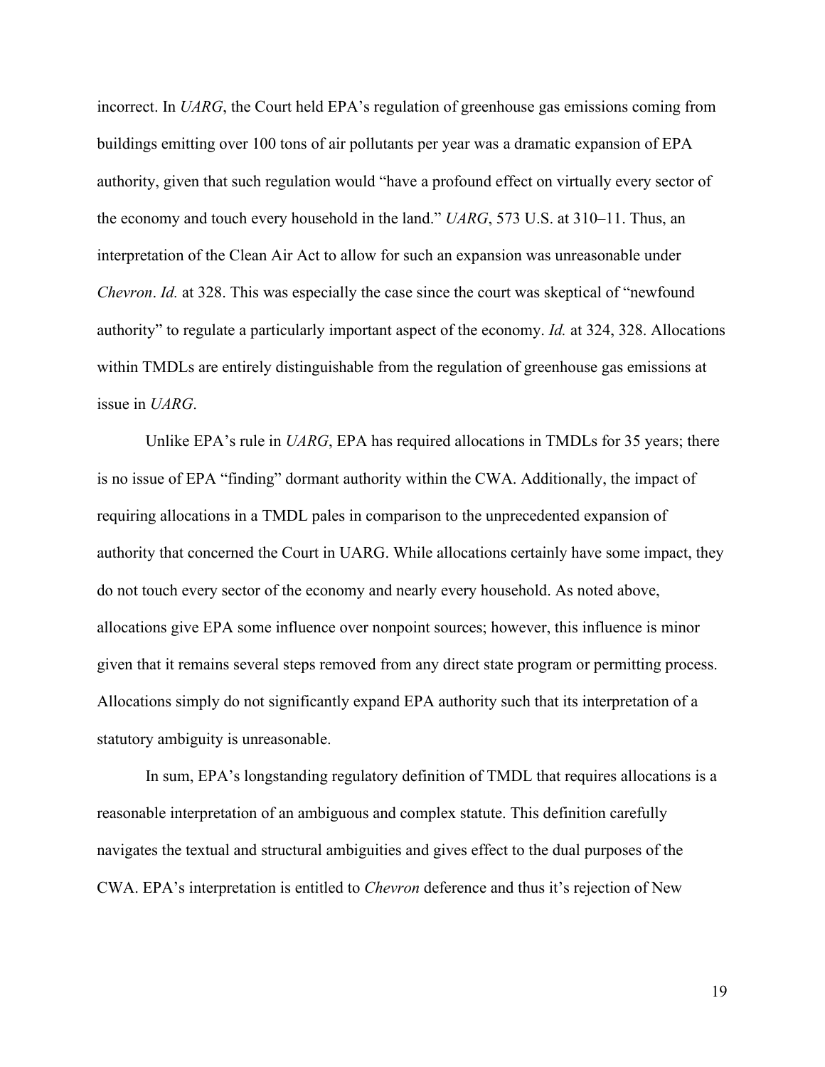incorrect. In *UARG*, the Court held EPA's regulation of greenhouse gas emissions coming from buildings emitting over 100 tons of air pollutants per year was a dramatic expansion of EPA authority, given that such regulation would "have a profound effect on virtually every sector of the economy and touch every household in the land." *UARG*, 573 U.S. at 310–11. Thus, an interpretation of the Clean Air Act to allow for such an expansion was unreasonable under *Chevron*. *Id.* at 328. This was especially the case since the court was skeptical of "newfound authority" to regulate a particularly important aspect of the economy. *Id.* at 324, 328. Allocations within TMDLs are entirely distinguishable from the regulation of greenhouse gas emissions at issue in *UARG*.

Unlike EPA's rule in *UARG*, EPA has required allocations in TMDLs for 35 years; there is no issue of EPA "finding" dormant authority within the CWA. Additionally, the impact of requiring allocations in a TMDL pales in comparison to the unprecedented expansion of authority that concerned the Court in UARG. While allocations certainly have some impact, they do not touch every sector of the economy and nearly every household. As noted above, allocations give EPA some influence over nonpoint sources; however, this influence is minor given that it remains several steps removed from any direct state program or permitting process. Allocations simply do not significantly expand EPA authority such that its interpretation of a statutory ambiguity is unreasonable.

In sum, EPA's longstanding regulatory definition of TMDL that requires allocations is a reasonable interpretation of an ambiguous and complex statute. This definition carefully navigates the textual and structural ambiguities and gives effect to the dual purposes of the CWA. EPA's interpretation is entitled to *Chevron* deference and thus it's rejection of New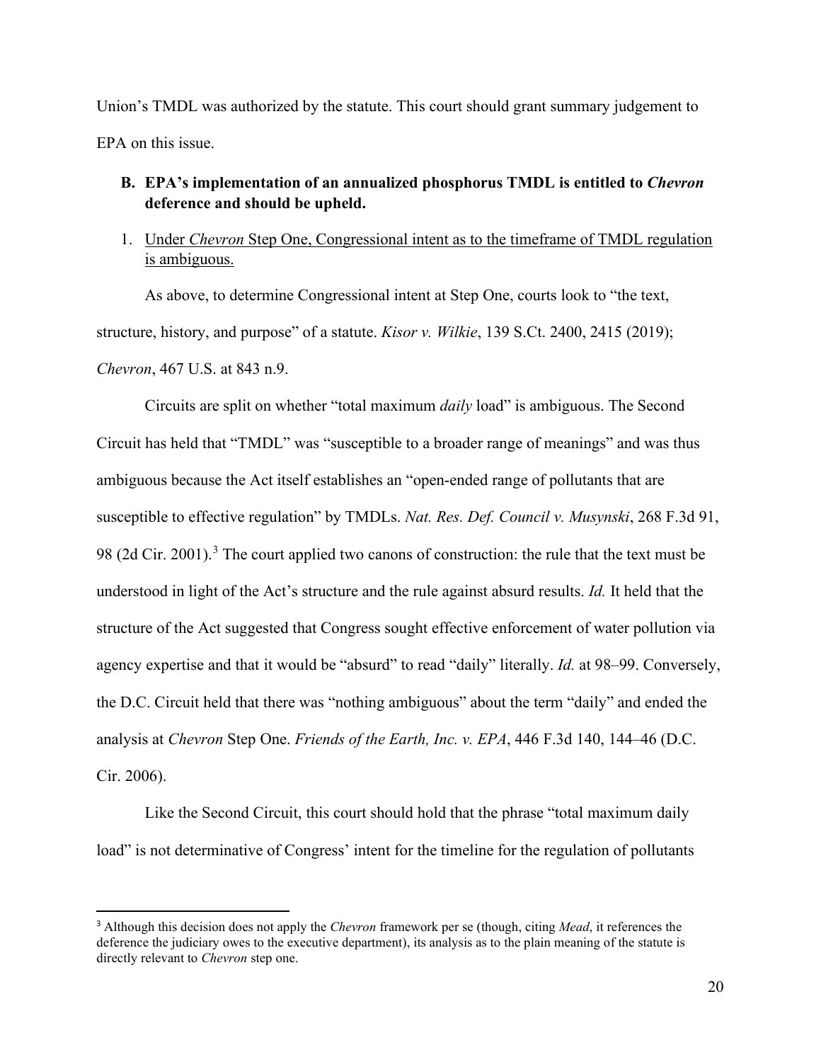Union's TMDL was authorized by the statute. This court should grant summary judgement to EPA on this issue.

### B. EPA's implementation of an annualized phosphorus TMDL is entitled to *Chevron* deference and should be upheld.

1. Under *Chevron* Step One, Congressional intent as to the timeframe of TMDL regulation is ambiguous.

As above, to determine Congressional intent at Step One, courts look to "the text, structure, history, and purpose" of a statute. *Kisor v. Wilkie*, 139 S.Ct. 2400, 2415 (2019); *Chevron*, 467 U.S. at 843 n.9.

Circuits are split on whether "total maximum *daily* load" is ambiguous. The Second Circuit has held that "TMDL" was "susceptible to a broader range of meanings" and was thus ambiguous because the Act itself establishes an "open-ended range of pollutants that are susceptible to effective regulation" by TMDLs. *Nat. Res. Def. Council v. Musynski*, 268 F.3d 91, 98 (2d Cir. 2001).[3] The court applied two canons of construction: the rule that the text must be understood in light of the Act's structure and the rule against absurd results. *Id.* It held that the structure of the Act suggested that Congress sought effective enforcement of water pollution via agency expertise and that it would be "absurd" to read "daily" literally. *Id.* at 98–99. Conversely, the D.C. Circuit held that there was "nothing ambiguous" about the term "daily" and ended the analysis at *Chevron* Step One. *Friends of the Earth, Inc. v. EPA*, 446 F.3d 140, 144–46 (D.C. Cir. 2006).

Like the Second Circuit, this court should hold that the phrase "total maximum daily load" is not determinative of Congress' intent for the timeline for the regulation of pollutants

[3] Although this decision does not apply the *Chevron* framework per se (though, citing *Mead*, it references the deference the judiciary owes to the executive department), its analysis as to the plain meaning of the statute is directly relevant to *Chevron* step one.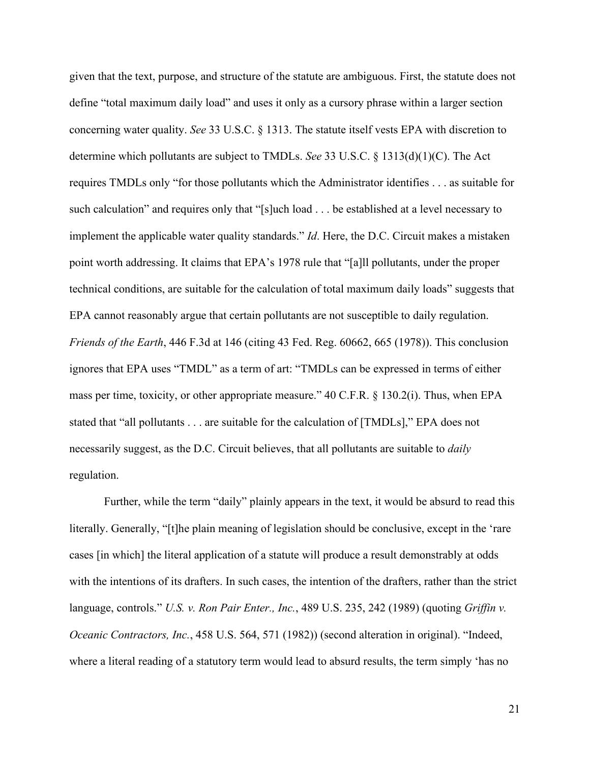given that the text, purpose, and structure of the statute are ambiguous. First, the statute does not define "total maximum daily load" and uses it only as a cursory phrase within a larger section concerning water quality. *See* 33 U.S.C. § 1313. The statute itself vests EPA with discretion to determine which pollutants are subject to TMDLs. *See* 33 U.S.C. § 1313(d)(1)(C). The Act requires TMDLs only "for those pollutants which the Administrator identifies . . . as suitable for such calculation" and requires only that "[s]uch load . . . be established at a level necessary to implement the applicable water quality standards." *Id*. Here, the D.C. Circuit makes a mistaken point worth addressing. It claims that EPA's 1978 rule that "[a]ll pollutants, under the proper technical conditions, are suitable for the calculation of total maximum daily loads" suggests that EPA cannot reasonably argue that certain pollutants are not susceptible to daily regulation. *Friends of the Earth*, 446 F.3d at 146 (citing 43 Fed. Reg. 60662, 665 (1978)). This conclusion ignores that EPA uses "TMDL" as a term of art: "TMDLs can be expressed in terms of either mass per time, toxicity, or other appropriate measure." 40 C.F.R. § 130.2(i). Thus, when EPA stated that "all pollutants . . . are suitable for the calculation of [TMDLs]," EPA does not necessarily suggest, as the D.C. Circuit believes, that all pollutants are suitable to *daily* regulation.

Further, while the term "daily" plainly appears in the text, it would be absurd to read this literally. Generally, "[t]he plain meaning of legislation should be conclusive, except in the 'rare cases [in which] the literal application of a statute will produce a result demonstrably at odds with the intentions of its drafters. In such cases, the intention of the drafters, rather than the strict language, controls." *U.S. v. Ron Pair Enter., Inc.*, 489 U.S. 235, 242 (1989) (quoting *Griffin v. Oceanic Contractors, Inc.*, 458 U.S. 564, 571 (1982)) (second alteration in original). "Indeed, where a literal reading of a statutory term would lead to absurd results, the term simply 'has no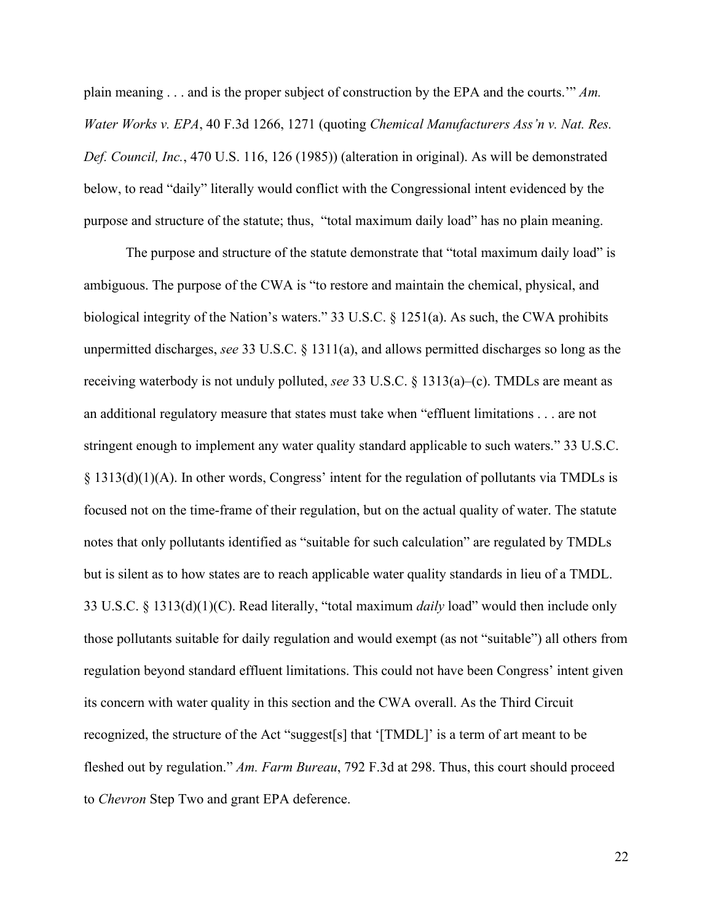plain meaning . . . and is the proper subject of construction by the EPA and the courts.'" *Am. Water Works v. EPA*, 40 F.3d 1266, 1271 (quoting *Chemical Manufacturers Ass'n v. Nat. Res. Def. Council, Inc.*, 470 U.S. 116, 126 (1985)) (alteration in original). As will be demonstrated below, to read "daily" literally would conflict with the Congressional intent evidenced by the purpose and structure of the statute; thus, "total maximum daily load" has no plain meaning.

The purpose and structure of the statute demonstrate that "total maximum daily load" is ambiguous. The purpose of the CWA is "to restore and maintain the chemical, physical, and biological integrity of the Nation's waters." 33 U.S.C. § 1251(a). As such, the CWA prohibits unpermitted discharges, *see* 33 U.S.C. § 1311(a), and allows permitted discharges so long as the receiving waterbody is not unduly polluted, *see* 33 U.S.C. § 1313(a)–(c). TMDLs are meant as an additional regulatory measure that states must take when "effluent limitations . . . are not stringent enough to implement any water quality standard applicable to such waters." 33 U.S.C. § 1313(d)(1)(A). In other words, Congress' intent for the regulation of pollutants via TMDLs is focused not on the time-frame of their regulation, but on the actual quality of water. The statute notes that only pollutants identified as "suitable for such calculation" are regulated by TMDLs but is silent as to how states are to reach applicable water quality standards in lieu of a TMDL. 33 U.S.C. § 1313(d)(1)(C). Read literally, "total maximum *daily* load" would then include only those pollutants suitable for daily regulation and would exempt (as not "suitable") all others from regulation beyond standard effluent limitations. This could not have been Congress' intent given its concern with water quality in this section and the CWA overall. As the Third Circuit recognized, the structure of the Act "suggest[s] that '[TMDL]' is a term of art meant to be fleshed out by regulation." *Am. Farm Bureau*, 792 F.3d at 298. Thus, this court should proceed to *Chevron* Step Two and grant EPA deference.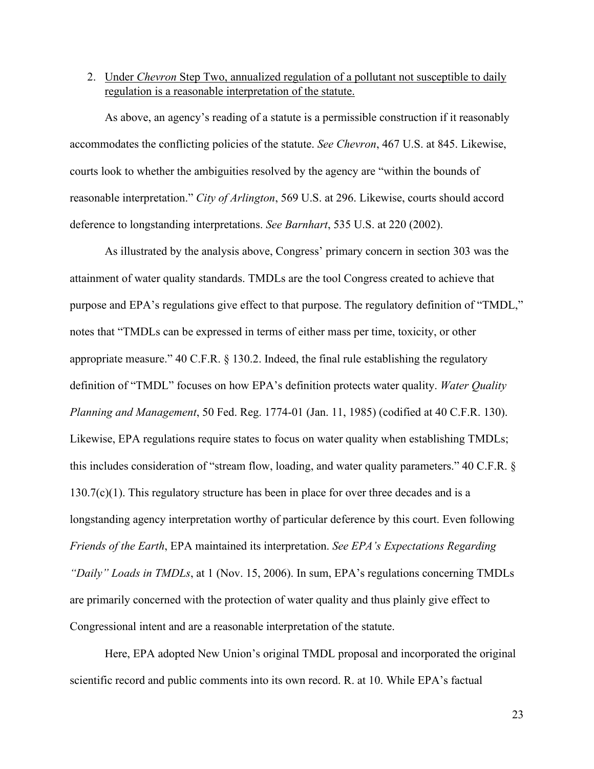2. <u>Under *Chevron* Step Two, annualized regulation of a pollutant not susceptible to daily regulation is a reasonable interpretation of the statute.</u>

As above, an agency's reading of a statute is a permissible construction if it reasonably accommodates the conflicting policies of the statute. *See Chevron*, 467 U.S. at 845. Likewise, courts look to whether the ambiguities resolved by the agency are "within the bounds of reasonable interpretation." *City of Arlington*, 569 U.S. at 296. Likewise, courts should accord deference to longstanding interpretations. *See Barnhart*, 535 U.S. at 220 (2002).

As illustrated by the analysis above, Congress' primary concern in section 303 was the attainment of water quality standards. TMDLs are the tool Congress created to achieve that purpose and EPA's regulations give effect to that purpose. The regulatory definition of "TMDL," notes that "TMDLs can be expressed in terms of either mass per time, toxicity, or other appropriate measure." 40 C.F.R. § 130.2. Indeed, the final rule establishing the regulatory definition of "TMDL" focuses on how EPA's definition protects water quality. *Water Quality Planning and Management*, 50 Fed. Reg. 1774-01 (Jan. 11, 1985) (codified at 40 C.F.R. 130). Likewise, EPA regulations require states to focus on water quality when establishing TMDLs; this includes consideration of "stream flow, loading, and water quality parameters." 40 C.F.R. § 130.7(c)(1). This regulatory structure has been in place for over three decades and is a longstanding agency interpretation worthy of particular deference by this court. Even following *Friends of the Earth*, EPA maintained its interpretation. *See EPA's Expectations Regarding "Daily" Loads in TMDLs*, at 1 (Nov. 15, 2006). In sum, EPA's regulations concerning TMDLs are primarily concerned with the protection of water quality and thus plainly give effect to Congressional intent and are a reasonable interpretation of the statute.

Here, EPA adopted New Union's original TMDL proposal and incorporated the original scientific record and public comments into its own record. R. at 10. While EPA's factual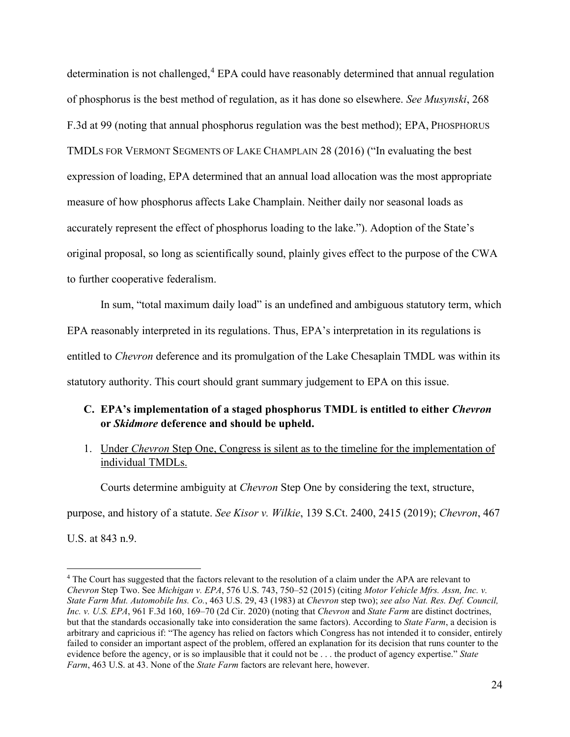determination is not challenged,[4] EPA could have reasonably determined that annual regulation of phosphorus is the best method of regulation, as it has done so elsewhere. *See Musynski*, 268 F.3d at 99 (noting that annual phosphorus regulation was the best method); EPA, PHOSPHORUS TMDLS FOR VERMONT SEGMENTS OF LAKE CHAMPLAIN 28 (2016) ("In evaluating the best expression of loading, EPA determined that an annual load allocation was the most appropriate measure of how phosphorus affects Lake Champlain. Neither daily nor seasonal loads as accurately represent the effect of phosphorus loading to the lake."). Adoption of the State's original proposal, so long as scientifically sound, plainly gives effect to the purpose of the CWA to further cooperative federalism.

In sum, "total maximum daily load" is an undefined and ambiguous statutory term, which EPA reasonably interpreted in its regulations. Thus, EPA's interpretation in its regulations is entitled to *Chevron* deference and its promulgation of the Lake Chesaplain TMDL was within its statutory authority. This court should grant summary judgement to EPA on this issue.

### C. EPA's implementation of a staged phosphorus TMDL is entitled to either *Chevron* or *Skidmore* deference and should be upheld.

1. <u>Under *Chevron* Step One, Congress is silent as to the timeline for the implementation of individual TMDLs.</u>

Courts determine ambiguity at *Chevron* Step One by considering the text, structure, purpose, and history of a statute. *See Kisor v. Wilkie*, 139 S.Ct. 2400, 2415 (2019); *Chevron*, 467 U.S. at 843 n.9.

---

[4] The Court has suggested that the factors relevant to the resolution of a claim under the APA are relevant to *Chevron* Step Two. See *Michigan v. EPA*, 576 U.S. 743, 750–52 (2015) (citing *Motor Vehicle Mfrs. Assn, Inc. v. State Farm Mut. Automobile Ins. Co.*, 463 U.S. 29, 43 (1983) at *Chevron* step two); *see also Nat. Res. Def. Council, Inc. v. U.S. EPA*, 961 F.3d 160, 169–70 (2d Cir. 2020) (noting that *Chevron* and *State Farm* are distinct doctrines, but that the standards occasionally take into consideration the same factors). According to *State Farm*, a decision is arbitrary and capricious if: "The agency has relied on factors which Congress has not intended it to consider, entirely failed to consider an important aspect of the problem, offered an explanation for its decision that runs counter to the evidence before the agency, or is so implausible that it could not be . . . the product of agency expertise." *State Farm*, 463 U.S. at 43. None of the *State Farm* factors are relevant here, however.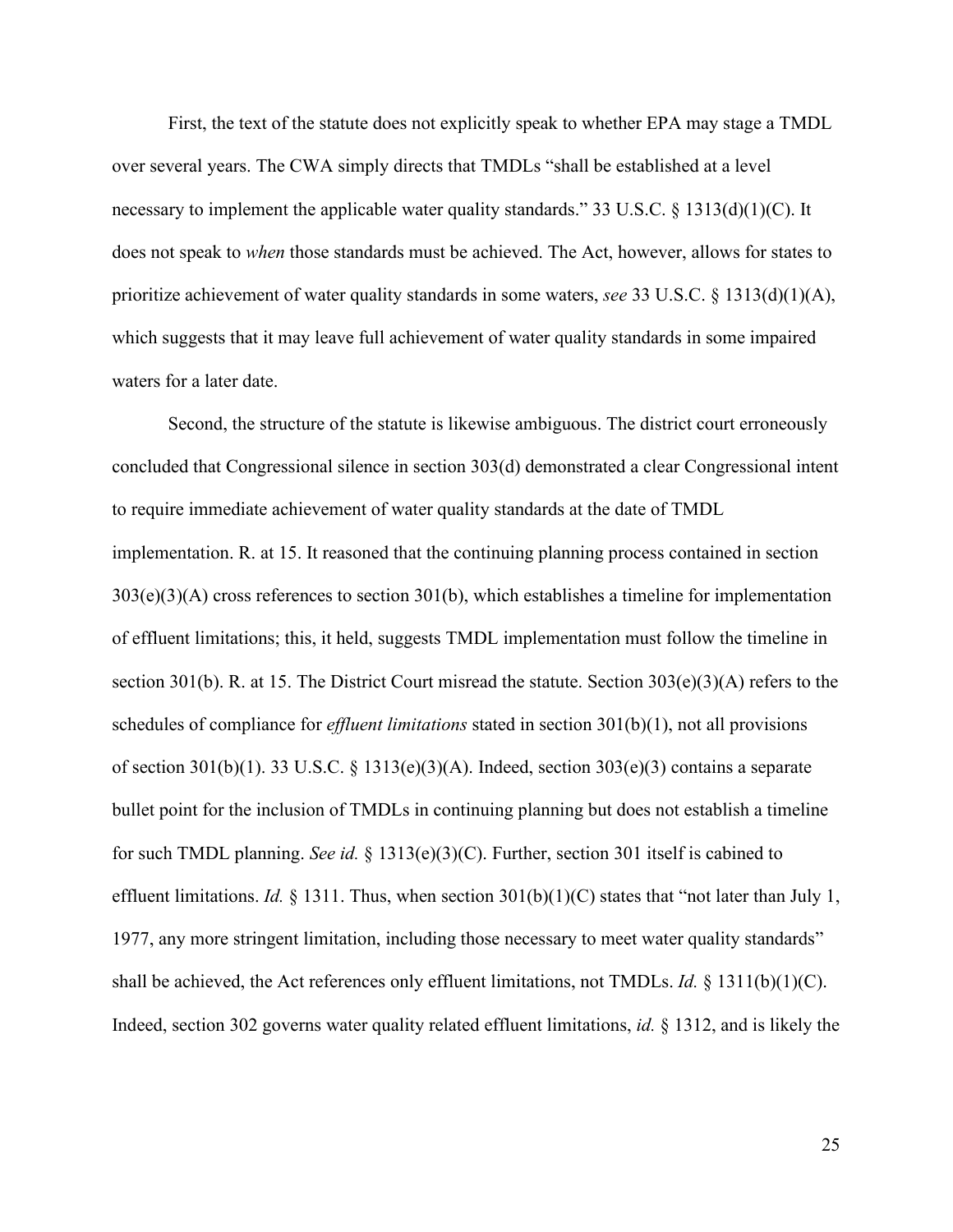First, the text of the statute does not explicitly speak to whether EPA may stage a TMDL over several years. The CWA simply directs that TMDLs "shall be established at a level necessary to implement the applicable water quality standards." 33 U.S.C. § 1313(d)(1)(C). It does not speak to *when* those standards must be achieved. The Act, however, allows for states to prioritize achievement of water quality standards in some waters, *see* 33 U.S.C. § 1313(d)(1)(A), which suggests that it may leave full achievement of water quality standards in some impaired waters for a later date.

Second, the structure of the statute is likewise ambiguous. The district court erroneously concluded that Congressional silence in section 303(d) demonstrated a clear Congressional intent to require immediate achievement of water quality standards at the date of TMDL implementation. R. at 15. It reasoned that the continuing planning process contained in section 303(e)(3)(A) cross references to section 301(b), which establishes a timeline for implementation of effluent limitations; this, it held, suggests TMDL implementation must follow the timeline in section 301(b). R. at 15. The District Court misread the statute. Section 303(e)(3)(A) refers to the schedules of compliance for *effluent limitations* stated in section 301(b)(1), not all provisions of section 301(b)(1). 33 U.S.C. § 1313(e)(3)(A). Indeed, section 303(e)(3) contains a separate bullet point for the inclusion of TMDLs in continuing planning but does not establish a timeline for such TMDL planning. *See id.* § 1313(e)(3)(C). Further, section 301 itself is cabined to effluent limitations. *Id.* § 1311. Thus, when section 301(b)(1)(C) states that "not later than July 1, 1977, any more stringent limitation, including those necessary to meet water quality standards" shall be achieved, the Act references only effluent limitations, not TMDLs. *Id.* § 1311(b)(1)(C). Indeed, section 302 governs water quality related effluent limitations, *id.* § 1312, and is likely the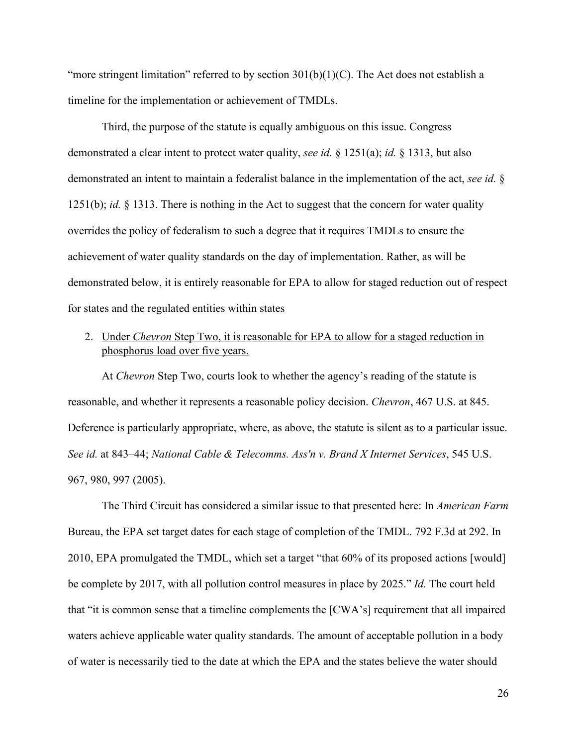"more stringent limitation" referred to by section 301(b)(1)(C). The Act does not establish a timeline for the implementation or achievement of TMDLs.

Third, the purpose of the statute is equally ambiguous on this issue. Congress demonstrated a clear intent to protect water quality, *see id.* § 1251(a); *id.* § 1313, but also demonstrated an intent to maintain a federalist balance in the implementation of the act, *see id.* § 1251(b); *id.* § 1313. There is nothing in the Act to suggest that the concern for water quality overrides the policy of federalism to such a degree that it requires TMDLs to ensure the achievement of water quality standards on the day of implementation. Rather, as will be demonstrated below, it is entirely reasonable for EPA to allow for staged reduction out of respect for states and the regulated entities within states

2. <u>Under *Chevron* Step Two, it is reasonable for EPA to allow for a staged reduction in phosphorus load over five years.</u>

At *Chevron* Step Two, courts look to whether the agency's reading of the statute is reasonable, and whether it represents a reasonable policy decision. *Chevron*, 467 U.S. at 845. Deference is particularly appropriate, where, as above, the statute is silent as to a particular issue. *See id.* at 843–44; *National Cable & Telecomms. Ass'n v. Brand X Internet Services*, 545 U.S. 967, 980, 997 (2005).

The Third Circuit has considered a similar issue to that presented here: In *American Farm* Bureau, the EPA set target dates for each stage of completion of the TMDL. 792 F.3d at 292. In 2010, EPA promulgated the TMDL, which set a target "that 60% of its proposed actions [would] be complete by 2017, with all pollution control measures in place by 2025." *Id.* The court held that "it is common sense that a timeline complements the [CWA's] requirement that all impaired waters achieve applicable water quality standards. The amount of acceptable pollution in a body of water is necessarily tied to the date at which the EPA and the states believe the water should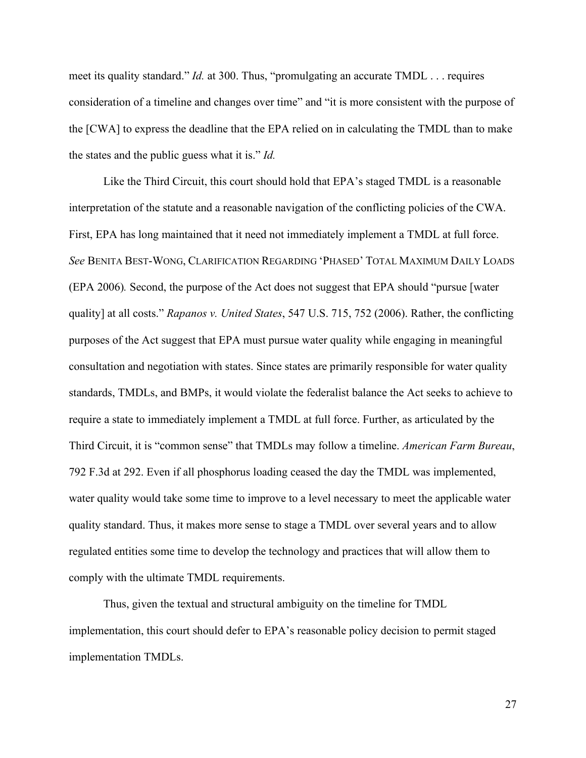meet its quality standard." *Id.* at 300. Thus, "promulgating an accurate TMDL . . . requires consideration of a timeline and changes over time" and "it is more consistent with the purpose of the [CWA] to express the deadline that the EPA relied on in calculating the TMDL than to make the states and the public guess what it is." *Id.*

Like the Third Circuit, this court should hold that EPA's staged TMDL is a reasonable interpretation of the statute and a reasonable navigation of the conflicting policies of the CWA. First, EPA has long maintained that it need not immediately implement a TMDL at full force. *See* BENITA BEST-WONG, CLARIFICATION REGARDING 'PHASED' TOTAL MAXIMUM DAILY LOADS (EPA 2006)*.* Second, the purpose of the Act does not suggest that EPA should "pursue [water quality] at all costs." *Rapanos v. United States*, 547 U.S. 715, 752 (2006). Rather, the conflicting purposes of the Act suggest that EPA must pursue water quality while engaging in meaningful consultation and negotiation with states. Since states are primarily responsible for water quality standards, TMDLs, and BMPs, it would violate the federalist balance the Act seeks to achieve to require a state to immediately implement a TMDL at full force. Further, as articulated by the Third Circuit, it is "common sense" that TMDLs may follow a timeline. *American Farm Bureau*, 792 F.3d at 292. Even if all phosphorus loading ceased the day the TMDL was implemented, water quality would take some time to improve to a level necessary to meet the applicable water quality standard. Thus, it makes more sense to stage a TMDL over several years and to allow regulated entities some time to develop the technology and practices that will allow them to comply with the ultimate TMDL requirements.

Thus, given the textual and structural ambiguity on the timeline for TMDL implementation, this court should defer to EPA's reasonable policy decision to permit staged implementation TMDLs.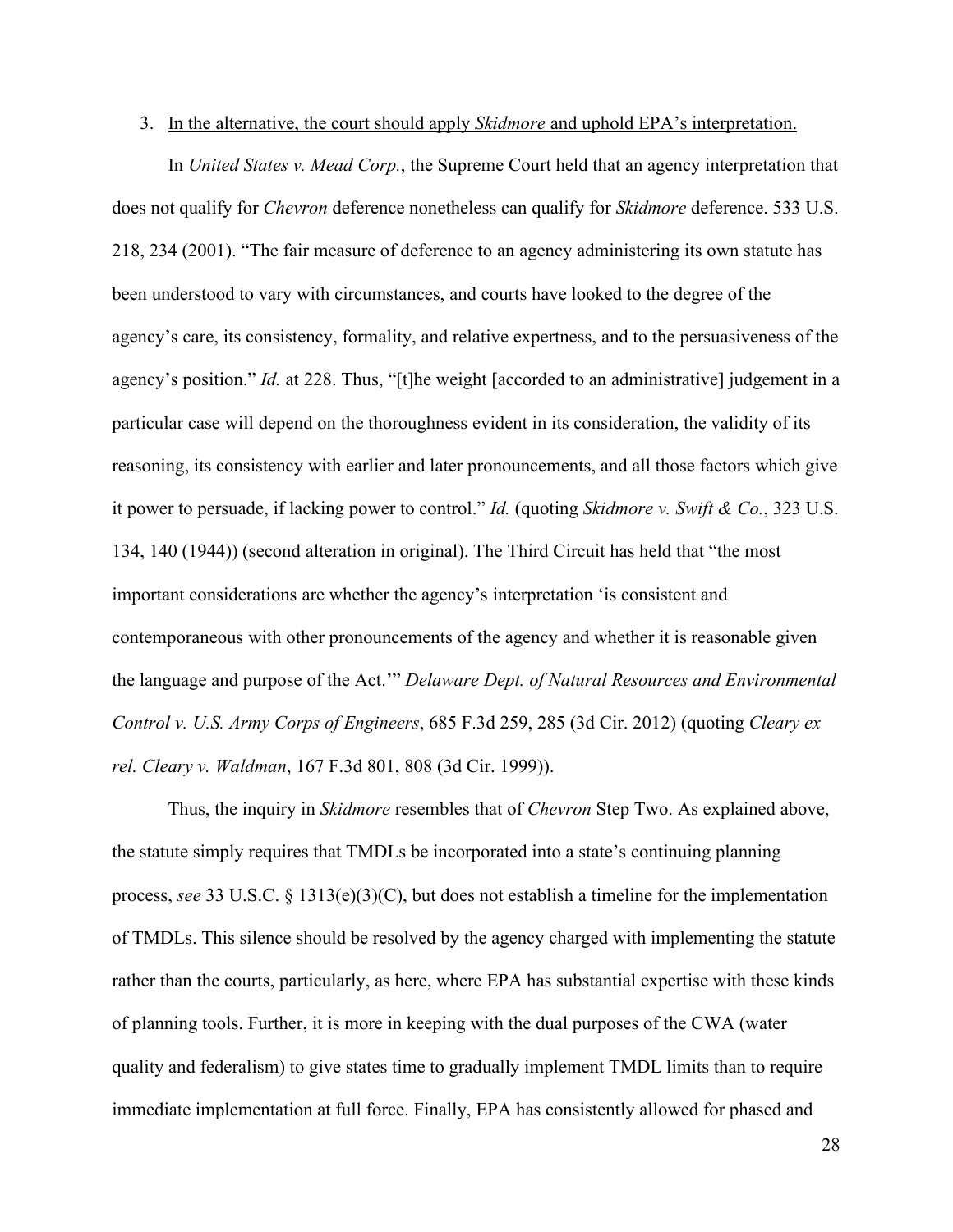3. <u>In the alternative, the court should apply *Skidmore* and uphold EPA's interpretation.</u>

In *United States v. Mead Corp.*, the Supreme Court held that an agency interpretation that does not qualify for *Chevron* deference nonetheless can qualify for *Skidmore* deference. 533 U.S. 218, 234 (2001). "The fair measure of deference to an agency administering its own statute has been understood to vary with circumstances, and courts have looked to the degree of the agency's care, its consistency, formality, and relative expertness, and to the persuasiveness of the agency's position." *Id.* at 228. Thus, "[t]he weight [accorded to an administrative] judgement in a particular case will depend on the thoroughness evident in its consideration, the validity of its reasoning, its consistency with earlier and later pronouncements, and all those factors which give it power to persuade, if lacking power to control." *Id.* (quoting *Skidmore v. Swift & Co.*, 323 U.S. 134, 140 (1944)) (second alteration in original). The Third Circuit has held that "the most important considerations are whether the agency's interpretation 'is consistent and contemporaneous with other pronouncements of the agency and whether it is reasonable given the language and purpose of the Act.'" *Delaware Dept. of Natural Resources and Environmental Control v. U.S. Army Corps of Engineers*, 685 F.3d 259, 285 (3d Cir. 2012) (quoting *Cleary ex rel. Cleary v. Waldman*, 167 F.3d 801, 808 (3d Cir. 1999)).

Thus, the inquiry in *Skidmore* resembles that of *Chevron* Step Two. As explained above, the statute simply requires that TMDLs be incorporated into a state's continuing planning process, *see* 33 U.S.C. § 1313(e)(3)(C), but does not establish a timeline for the implementation of TMDLs. This silence should be resolved by the agency charged with implementing the statute rather than the courts, particularly, as here, where EPA has substantial expertise with these kinds of planning tools. Further, it is more in keeping with the dual purposes of the CWA (water quality and federalism) to give states time to gradually implement TMDL limits than to require immediate implementation at full force. Finally, EPA has consistently allowed for phased and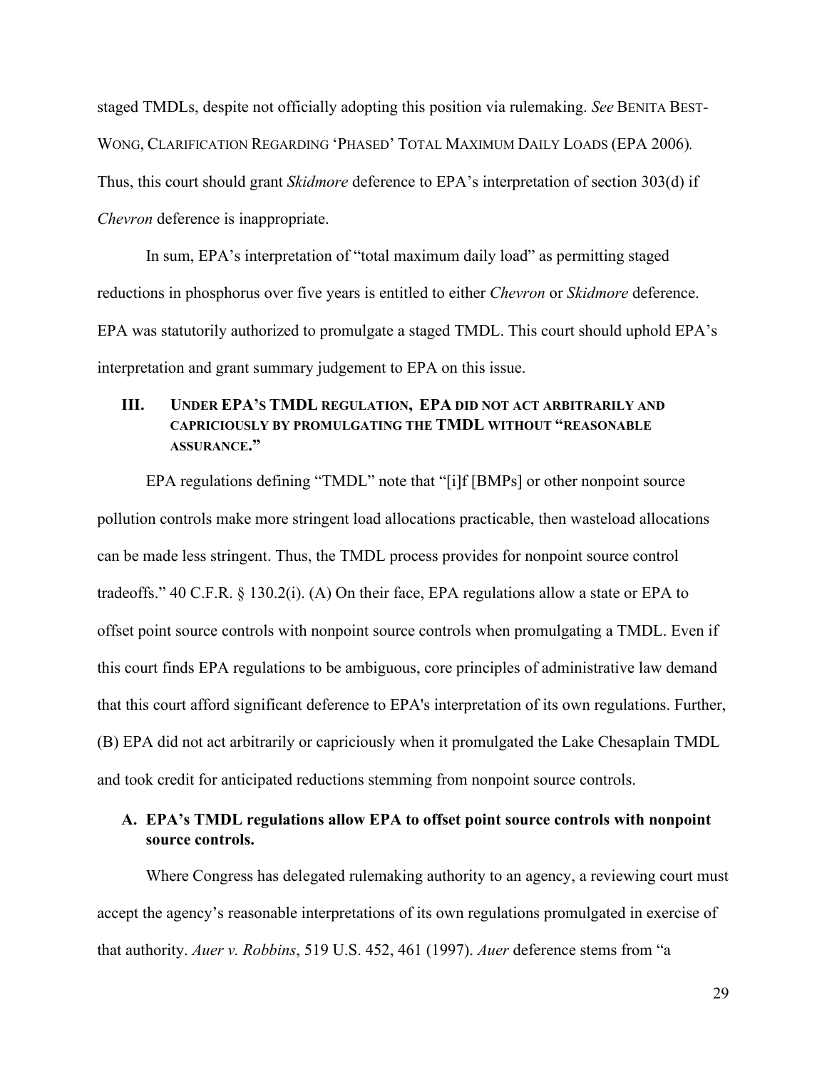staged TMDLs, despite not officially adopting this position via rulemaking. *See* BENITA BEST-WONG, CLARIFICATION REGARDING 'PHASED' TOTAL MAXIMUM DAILY LOADS (EPA 2006). Thus, this court should grant *Skidmore* deference to EPA's interpretation of section 303(d) if *Chevron* deference is inappropriate.

In sum, EPA's interpretation of "total maximum daily load" as permitting staged reductions in phosphorus over five years is entitled to either *Chevron* or *Skidmore* deference. EPA was statutorily authorized to promulgate a staged TMDL. This court should uphold EPA's interpretation and grant summary judgement to EPA on this issue.

## III. UNDER EPA'S TMDL REGULATION, EPA DID NOT ACT ARBITRARILY AND CAPRICIOUSLY BY PROMULGATING THE TMDL WITHOUT "REASONABLE ASSURANCE."

EPA regulations defining "TMDL" note that "[i]f [BMPs] or other nonpoint source pollution controls make more stringent load allocations practicable, then wasteload allocations can be made less stringent. Thus, the TMDL process provides for nonpoint source control tradeoffs." 40 C.F.R. § 130.2(i). (A) On their face, EPA regulations allow a state or EPA to offset point source controls with nonpoint source controls when promulgating a TMDL. Even if this court finds EPA regulations to be ambiguous, core principles of administrative law demand that this court afford significant deference to EPA's interpretation of its own regulations. Further, (B) EPA did not act arbitrarily or capriciously when it promulgated the Lake Chesaplain TMDL and took credit for anticipated reductions stemming from nonpoint source controls.

### A. EPA's TMDL regulations allow EPA to offset point source controls with nonpoint source controls.

Where Congress has delegated rulemaking authority to an agency, a reviewing court must accept the agency's reasonable interpretations of its own regulations promulgated in exercise of that authority. *Auer v. Robbins*, 519 U.S. 452, 461 (1997). *Auer* deference stems from "a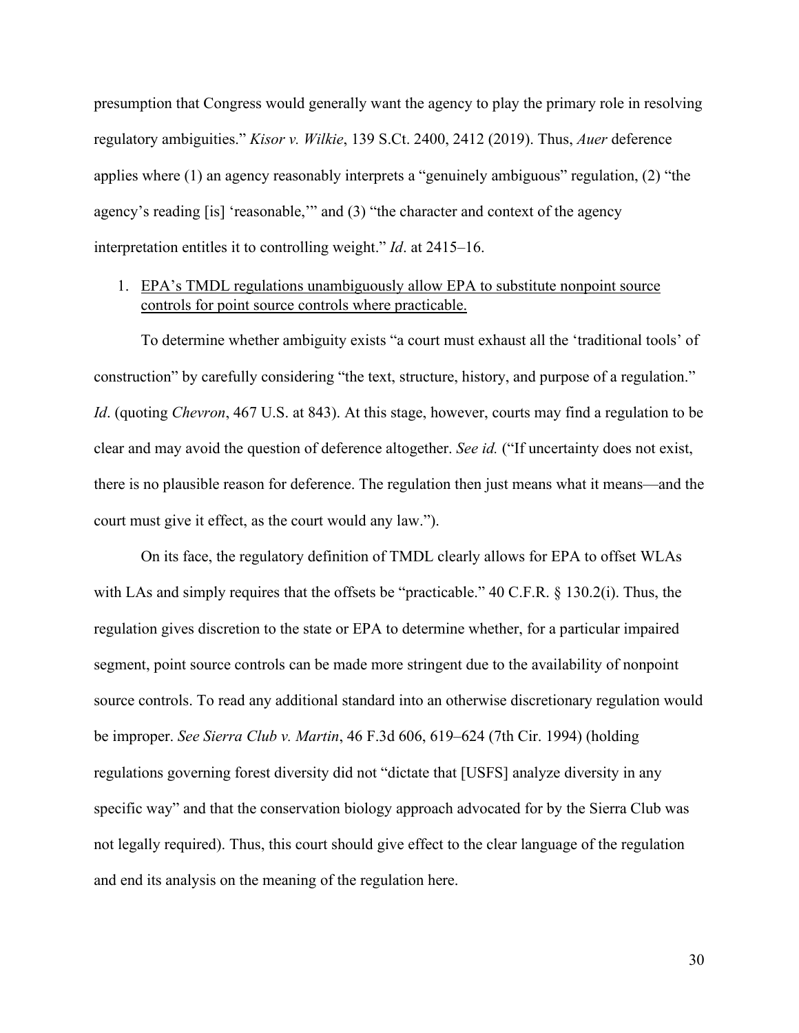presumption that Congress would generally want the agency to play the primary role in resolving regulatory ambiguities." *Kisor v. Wilkie*, 139 S.Ct. 2400, 2412 (2019). Thus, *Auer* deference applies where (1) an agency reasonably interprets a "genuinely ambiguous" regulation, (2) "the agency's reading [is] 'reasonable,'" and (3) "the character and context of the agency interpretation entitles it to controlling weight." *Id*. at 2415–16.

1. <u>EPA's TMDL regulations unambiguously allow EPA to substitute nonpoint source controls for point source controls where practicable.</u>

To determine whether ambiguity exists "a court must exhaust all the 'traditional tools' of construction" by carefully considering "the text, structure, history, and purpose of a regulation." *Id*. (quoting *Chevron*, 467 U.S. at 843). At this stage, however, courts may find a regulation to be clear and may avoid the question of deference altogether. *See id.* ("If uncertainty does not exist, there is no plausible reason for deference. The regulation then just means what it means—and the court must give it effect, as the court would any law.").

On its face, the regulatory definition of TMDL clearly allows for EPA to offset WLAs with LAs and simply requires that the offsets be "practicable." 40 C.F.R. § 130.2(i). Thus, the regulation gives discretion to the state or EPA to determine whether, for a particular impaired segment, point source controls can be made more stringent due to the availability of nonpoint source controls. To read any additional standard into an otherwise discretionary regulation would be improper. *See Sierra Club v. Martin*, 46 F.3d 606, 619–624 (7th Cir. 1994) (holding regulations governing forest diversity did not "dictate that [USFS] analyze diversity in any specific way" and that the conservation biology approach advocated for by the Sierra Club was not legally required). Thus, this court should give effect to the clear language of the regulation and end its analysis on the meaning of the regulation here.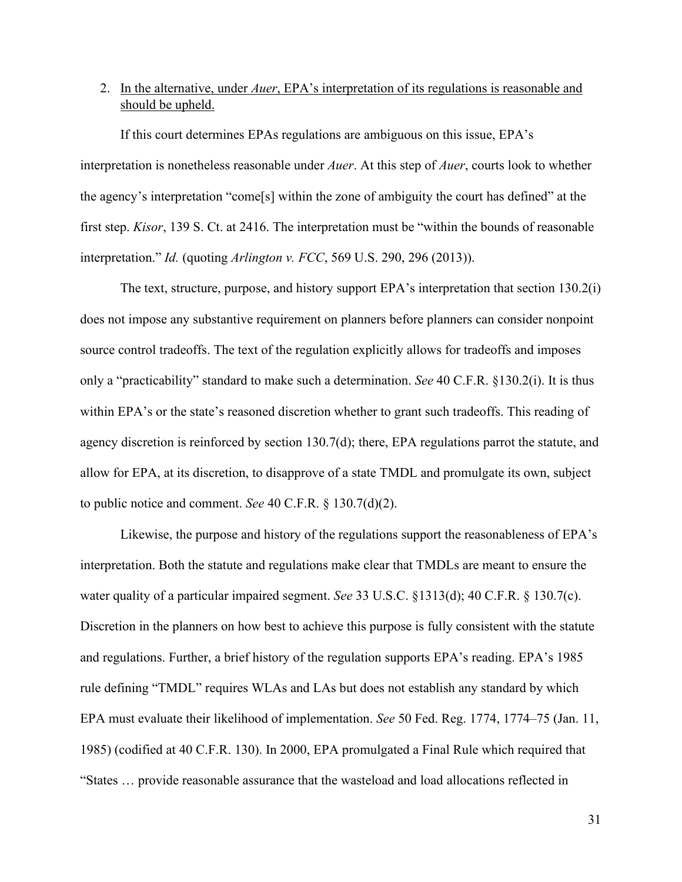2. <u>In the alternative, under *Auer*, EPA's interpretation of its regulations is reasonable and should be upheld.</u>

If this court determines EPAs regulations are ambiguous on this issue, EPA's interpretation is nonetheless reasonable under *Auer*. At this step of *Auer*, courts look to whether the agency's interpretation "come[s] within the zone of ambiguity the court has defined" at the first step. *Kisor*, 139 S. Ct. at 2416. The interpretation must be "within the bounds of reasonable interpretation." *Id.* (quoting *Arlington v. FCC*, 569 U.S. 290, 296 (2013)).

The text, structure, purpose, and history support EPA's interpretation that section 130.2(i) does not impose any substantive requirement on planners before planners can consider nonpoint source control tradeoffs. The text of the regulation explicitly allows for tradeoffs and imposes only a "practicability" standard to make such a determination. *See* 40 C.F.R. §130.2(i). It is thus within EPA's or the state's reasoned discretion whether to grant such tradeoffs. This reading of agency discretion is reinforced by section 130.7(d); there, EPA regulations parrot the statute, and allow for EPA, at its discretion, to disapprove of a state TMDL and promulgate its own, subject to public notice and comment. *See* 40 C.F.R. § 130.7(d)(2).

Likewise, the purpose and history of the regulations support the reasonableness of EPA's interpretation. Both the statute and regulations make clear that TMDLs are meant to ensure the water quality of a particular impaired segment. *See* 33 U.S.C. §1313(d); 40 C.F.R. § 130.7(c). Discretion in the planners on how best to achieve this purpose is fully consistent with the statute and regulations. Further, a brief history of the regulation supports EPA's reading. EPA's 1985 rule defining "TMDL" requires WLAs and LAs but does not establish any standard by which EPA must evaluate their likelihood of implementation. *See* 50 Fed. Reg. 1774, 1774–75 (Jan. 11, 1985) (codified at 40 C.F.R. 130). In 2000, EPA promulgated a Final Rule which required that "States … provide reasonable assurance that the wasteload and load allocations reflected in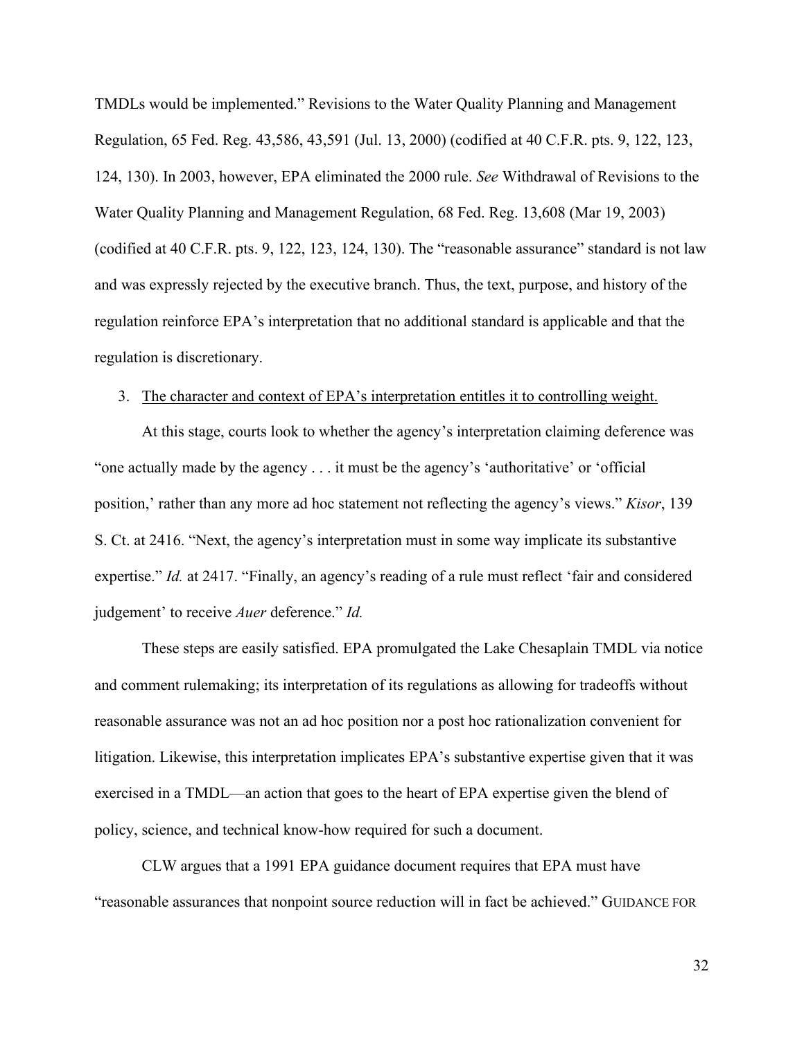TMDLs would be implemented." Revisions to the Water Quality Planning and Management Regulation, 65 Fed. Reg. 43,586, 43,591 (Jul. 13, 2000) (codified at 40 C.F.R. pts. 9, 122, 123, 124, 130). In 2003, however, EPA eliminated the 2000 rule. *See* Withdrawal of Revisions to the Water Quality Planning and Management Regulation, 68 Fed. Reg. 13,608 (Mar 19, 2003) (codified at 40 C.F.R. pts. 9, 122, 123, 124, 130). The "reasonable assurance" standard is not law and was expressly rejected by the executive branch. Thus, the text, purpose, and history of the regulation reinforce EPA's interpretation that no additional standard is applicable and that the regulation is discretionary.

3. The character and context of EPA's interpretation entitles it to controlling weight.

At this stage, courts look to whether the agency's interpretation claiming deference was "one actually made by the agency . . . it must be the agency's 'authoritative' or 'official position,' rather than any more ad hoc statement not reflecting the agency's views." *Kisor*, 139 S. Ct. at 2416. "Next, the agency's interpretation must in some way implicate its substantive expertise." *Id.* at 2417. "Finally, an agency's reading of a rule must reflect 'fair and considered judgement' to receive *Auer* deference." *Id.*

These steps are easily satisfied. EPA promulgated the Lake Chesaplain TMDL via notice and comment rulemaking; its interpretation of its regulations as allowing for tradeoffs without reasonable assurance was not an ad hoc position nor a post hoc rationalization convenient for litigation. Likewise, this interpretation implicates EPA's substantive expertise given that it was exercised in a TMDL—an action that goes to the heart of EPA expertise given the blend of policy, science, and technical know-how required for such a document.

CLW argues that a 1991 EPA guidance document requires that EPA must have "reasonable assurances that nonpoint source reduction will in fact be achieved." GUIDANCE FOR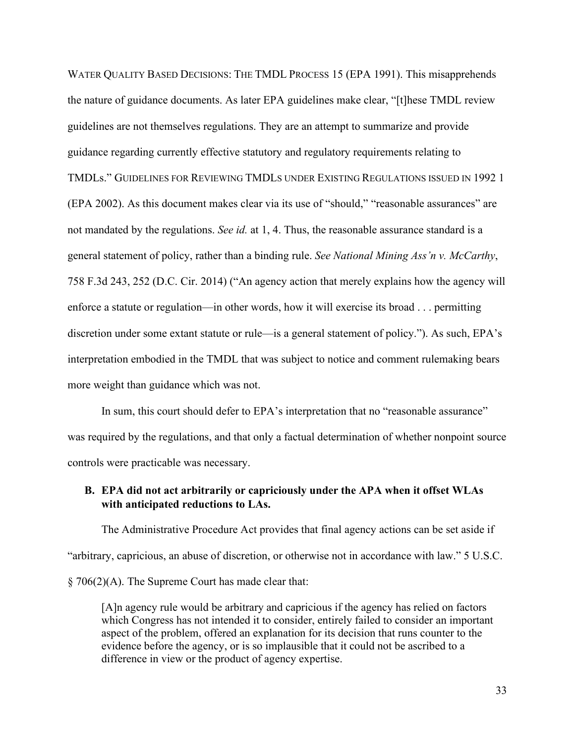WATER QUALITY BASED DECISIONS: THE TMDL PROCESS 15 (EPA 1991). This misapprehends the nature of guidance documents. As later EPA guidelines make clear, "[t]hese TMDL review guidelines are not themselves regulations. They are an attempt to summarize and provide guidance regarding currently effective statutory and regulatory requirements relating to TMDLs." GUIDELINES FOR REVIEWING TMDLS UNDER EXISTING REGULATIONS ISSUED IN 1992 1 (EPA 2002). As this document makes clear via its use of "should," "reasonable assurances" are not mandated by the regulations. *See id.* at 1, 4. Thus, the reasonable assurance standard is a general statement of policy, rather than a binding rule. *See National Mining Ass'n v. McCarthy*, 758 F.3d 243, 252 (D.C. Cir. 2014) ("An agency action that merely explains how the agency will enforce a statute or regulation—in other words, how it will exercise its broad . . . permitting discretion under some extant statute or rule—is a general statement of policy."). As such, EPA's interpretation embodied in the TMDL that was subject to notice and comment rulemaking bears more weight than guidance which was not.

In sum, this court should defer to EPA's interpretation that no "reasonable assurance" was required by the regulations, and that only a factual determination of whether nonpoint source controls were practicable was necessary.

### B. EPA did not act arbitrarily or capriciously under the APA when it offset WLAs with anticipated reductions to LAs.

The Administrative Procedure Act provides that final agency actions can be set aside if "arbitrary, capricious, an abuse of discretion, or otherwise not in accordance with law." 5 U.S.C. § 706(2)(A). The Supreme Court has made clear that:

> [A]n agency rule would be arbitrary and capricious if the agency has relied on factors which Congress has not intended it to consider, entirely failed to consider an important aspect of the problem, offered an explanation for its decision that runs counter to the evidence before the agency, or is so implausible that it could not be ascribed to a difference in view or the product of agency expertise.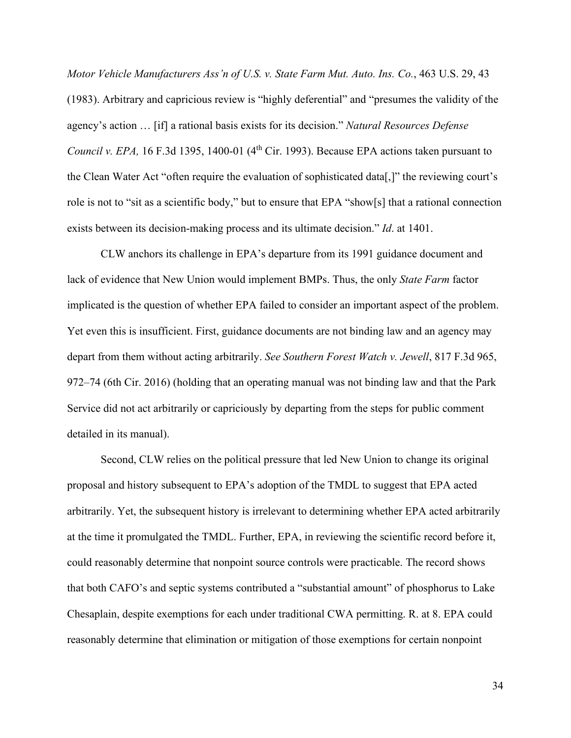*Motor Vehicle Manufacturers Ass'n of U.S. v. State Farm Mut. Auto. Ins. Co.*, 463 U.S. 29, 43 (1983). Arbitrary and capricious review is "highly deferential" and "presumes the validity of the agency's action … [if] a rational basis exists for its decision." *Natural Resources Defense Council v. EPA,* 16 F.3d 1395, 1400-01 (4th Cir. 1993). Because EPA actions taken pursuant to the Clean Water Act "often require the evaluation of sophisticated data[,]" the reviewing court's role is not to "sit as a scientific body," but to ensure that EPA "show[s] that a rational connection exists between its decision-making process and its ultimate decision." *Id*. at 1401.

CLW anchors its challenge in EPA's departure from its 1991 guidance document and lack of evidence that New Union would implement BMPs. Thus, the only *State Farm* factor implicated is the question of whether EPA failed to consider an important aspect of the problem. Yet even this is insufficient. First, guidance documents are not binding law and an agency may depart from them without acting arbitrarily. *See Southern Forest Watch v. Jewell*, 817 F.3d 965, 972–74 (6th Cir. 2016) (holding that an operating manual was not binding law and that the Park Service did not act arbitrarily or capriciously by departing from the steps for public comment detailed in its manual).

Second, CLW relies on the political pressure that led New Union to change its original proposal and history subsequent to EPA's adoption of the TMDL to suggest that EPA acted arbitrarily. Yet, the subsequent history is irrelevant to determining whether EPA acted arbitrarily at the time it promulgated the TMDL. Further, EPA, in reviewing the scientific record before it, could reasonably determine that nonpoint source controls were practicable. The record shows that both CAFO's and septic systems contributed a "substantial amount" of phosphorus to Lake Chesaplain, despite exemptions for each under traditional CWA permitting. R. at 8. EPA could reasonably determine that elimination or mitigation of those exemptions for certain nonpoint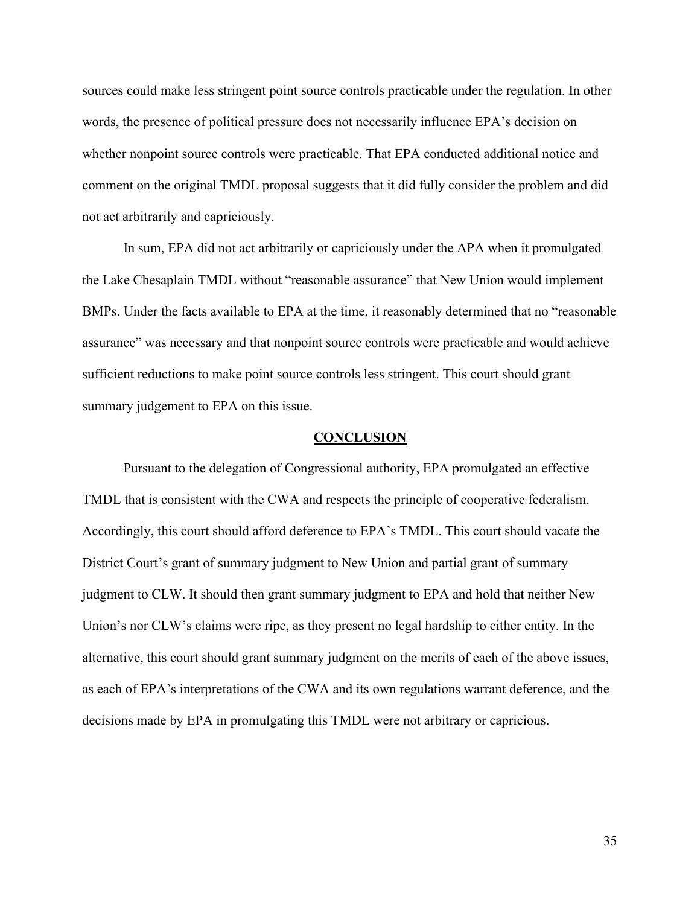sources could make less stringent point source controls practicable under the regulation. In other words, the presence of political pressure does not necessarily influence EPA's decision on whether nonpoint source controls were practicable. That EPA conducted additional notice and comment on the original TMDL proposal suggests that it did fully consider the problem and did not act arbitrarily and capriciously.

In sum, EPA did not act arbitrarily or capriciously under the APA when it promulgated the Lake Chesaplain TMDL without "reasonable assurance" that New Union would implement BMPs. Under the facts available to EPA at the time, it reasonably determined that no "reasonable assurance" was necessary and that nonpoint source controls were practicable and would achieve sufficient reductions to make point source controls less stringent. This court should grant summary judgement to EPA on this issue.

## CONCLUSION

Pursuant to the delegation of Congressional authority, EPA promulgated an effective TMDL that is consistent with the CWA and respects the principle of cooperative federalism. Accordingly, this court should afford deference to EPA's TMDL. This court should vacate the District Court's grant of summary judgment to New Union and partial grant of summary judgment to CLW. It should then grant summary judgment to EPA and hold that neither New Union's nor CLW's claims were ripe, as they present no legal hardship to either entity. In the alternative, this court should grant summary judgment on the merits of each of the above issues, as each of EPA's interpretations of the CWA and its own regulations warrant deference, and the decisions made by EPA in promulgating this TMDL were not arbitrary or capricious.